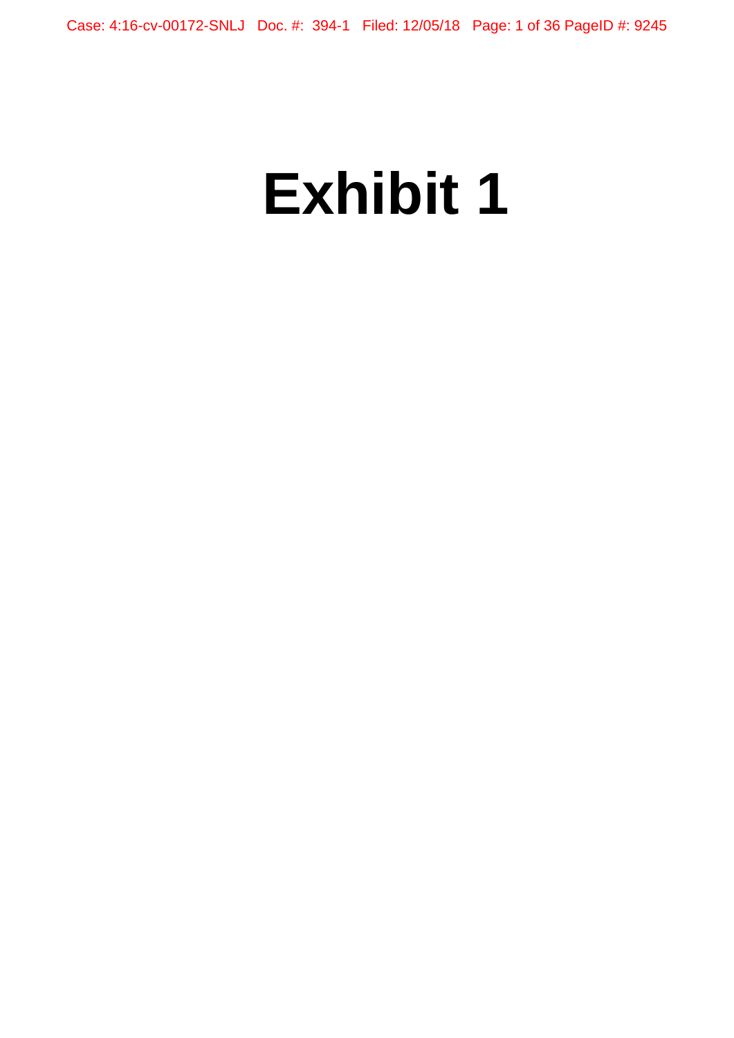# Exhibit 1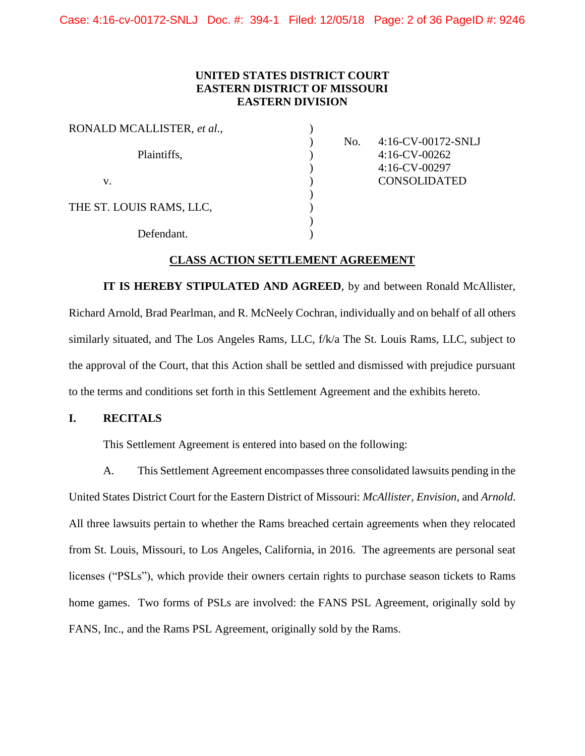**UNITED STATES DISTRICT COURT**
**EASTERN DISTRICT OF MISSOURI**
**EASTERN DIVISION**

| | | |
|---|---|---|
| RONALD MCALLISTER, *et al.*, | ) | |
| | ) | No. 4:16-CV-00172-SNLJ |
| Plaintiffs, | ) | 4:16-CV-00262 |
| | ) | 4:16-CV-00297 |
| v. | ) | CONSOLIDATED |
| | ) | |
| THE ST. LOUIS RAMS, LLC, | ) | |
| | ) | |
| Defendant. | ) | |

**CLASS ACTION SETTLEMENT AGREEMENT**

**IT IS HEREBY STIPULATED AND AGREED**, by and between Ronald McAllister, Richard Arnold, Brad Pearlman, and R. McNeely Cochran, individually and on behalf of all others similarly situated, and The Los Angeles Rams, LLC, f/k/a The St. Louis Rams, LLC, subject to the approval of the Court, that this Action shall be settled and dismissed with prejudice pursuant to the terms and conditions set forth in this Settlement Agreement and the exhibits hereto.

## I. RECITALS

This Settlement Agreement is entered into based on the following:

A. This Settlement Agreement encompasses three consolidated lawsuits pending in the United States District Court for the Eastern District of Missouri: *McAllister*, *Envision*, and *Arnold*. All three lawsuits pertain to whether the Rams breached certain agreements when they relocated from St. Louis, Missouri, to Los Angeles, California, in 2016. The agreements are personal seat licenses ("PSLs"), which provide their owners certain rights to purchase season tickets to Rams home games. Two forms of PSLs are involved: the FANS PSL Agreement, originally sold by FANS, Inc., and the Rams PSL Agreement, originally sold by the Rams.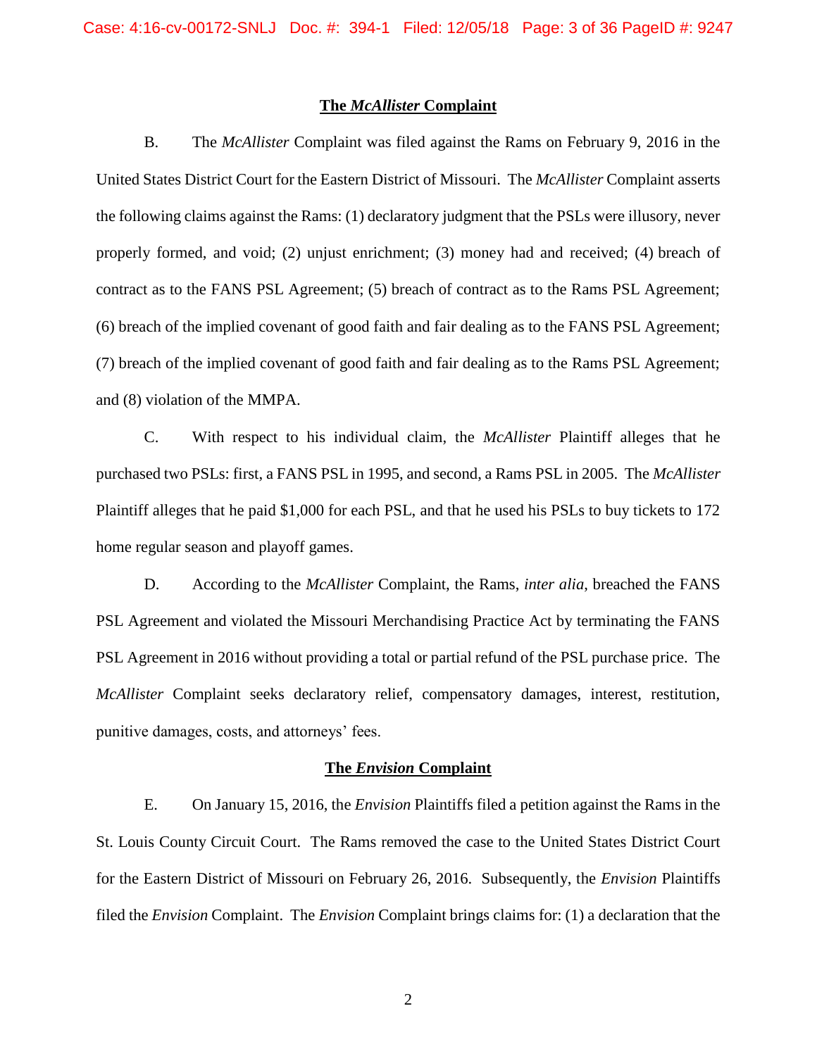## The *McAllister* Complaint

B. The *McAllister* Complaint was filed against the Rams on February 9, 2016 in the United States District Court for the Eastern District of Missouri. The *McAllister* Complaint asserts the following claims against the Rams: (1) declaratory judgment that the PSLs were illusory, never properly formed, and void; (2) unjust enrichment; (3) money had and received; (4) breach of contract as to the FANS PSL Agreement; (5) breach of contract as to the Rams PSL Agreement; (6) breach of the implied covenant of good faith and fair dealing as to the FANS PSL Agreement; (7) breach of the implied covenant of good faith and fair dealing as to the Rams PSL Agreement; and (8) violation of the MMPA.

C. With respect to his individual claim, the *McAllister* Plaintiff alleges that he purchased two PSLs: first, a FANS PSL in 1995, and second, a Rams PSL in 2005. The *McAllister* Plaintiff alleges that he paid $1,000 for each PSL, and that he used his PSLs to buy tickets to 172 home regular season and playoff games.

D. According to the *McAllister* Complaint, the Rams, *inter alia*, breached the FANS PSL Agreement and violated the Missouri Merchandising Practice Act by terminating the FANS PSL Agreement in 2016 without providing a total or partial refund of the PSL purchase price. The *McAllister* Complaint seeks declaratory relief, compensatory damages, interest, restitution, punitive damages, costs, and attorneys' fees.

## The *Envision* Complaint

E. On January 15, 2016, the *Envision* Plaintiffs filed a petition against the Rams in the St. Louis County Circuit Court. The Rams removed the case to the United States District Court for the Eastern District of Missouri on February 26, 2016. Subsequently, the *Envision* Plaintiffs filed the *Envision* Complaint. The *Envision* Complaint brings claims for: (1) a declaration that the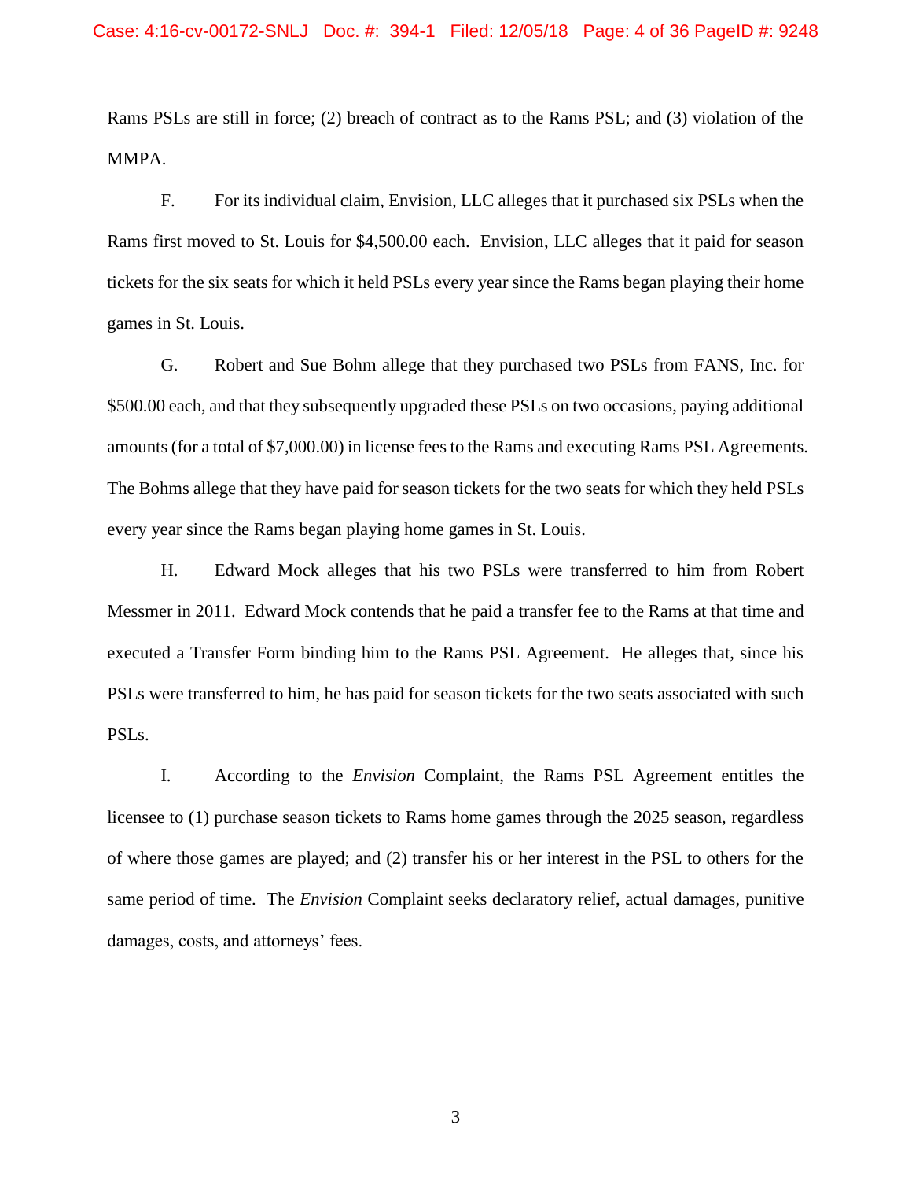Rams PSLs are still in force; (2) breach of contract as to the Rams PSL; and (3) violation of the MMPA.

F. For its individual claim, Envision, LLC alleges that it purchased six PSLs when the Rams first moved to St. Louis for $4,500.00 each. Envision, LLC alleges that it paid for season tickets for the six seats for which it held PSLs every year since the Rams began playing their home games in St. Louis.

G. Robert and Sue Bohm allege that they purchased two PSLs from FANS, Inc. for $500.00 each, and that they subsequently upgraded these PSLs on two occasions, paying additional amounts (for a total of $7,000.00) in license fees to the Rams and executing Rams PSL Agreements. The Bohms allege that they have paid for season tickets for the two seats for which they held PSLs every year since the Rams began playing home games in St. Louis.

H. Edward Mock alleges that his two PSLs were transferred to him from Robert Messmer in 2011. Edward Mock contends that he paid a transfer fee to the Rams at that time and executed a Transfer Form binding him to the Rams PSL Agreement. He alleges that, since his PSLs were transferred to him, he has paid for season tickets for the two seats associated with such PSLs.

I. According to the *Envision* Complaint, the Rams PSL Agreement entitles the licensee to (1) purchase season tickets to Rams home games through the 2025 season, regardless of where those games are played; and (2) transfer his or her interest in the PSL to others for the same period of time. The *Envision* Complaint seeks declaratory relief, actual damages, punitive damages, costs, and attorneys' fees.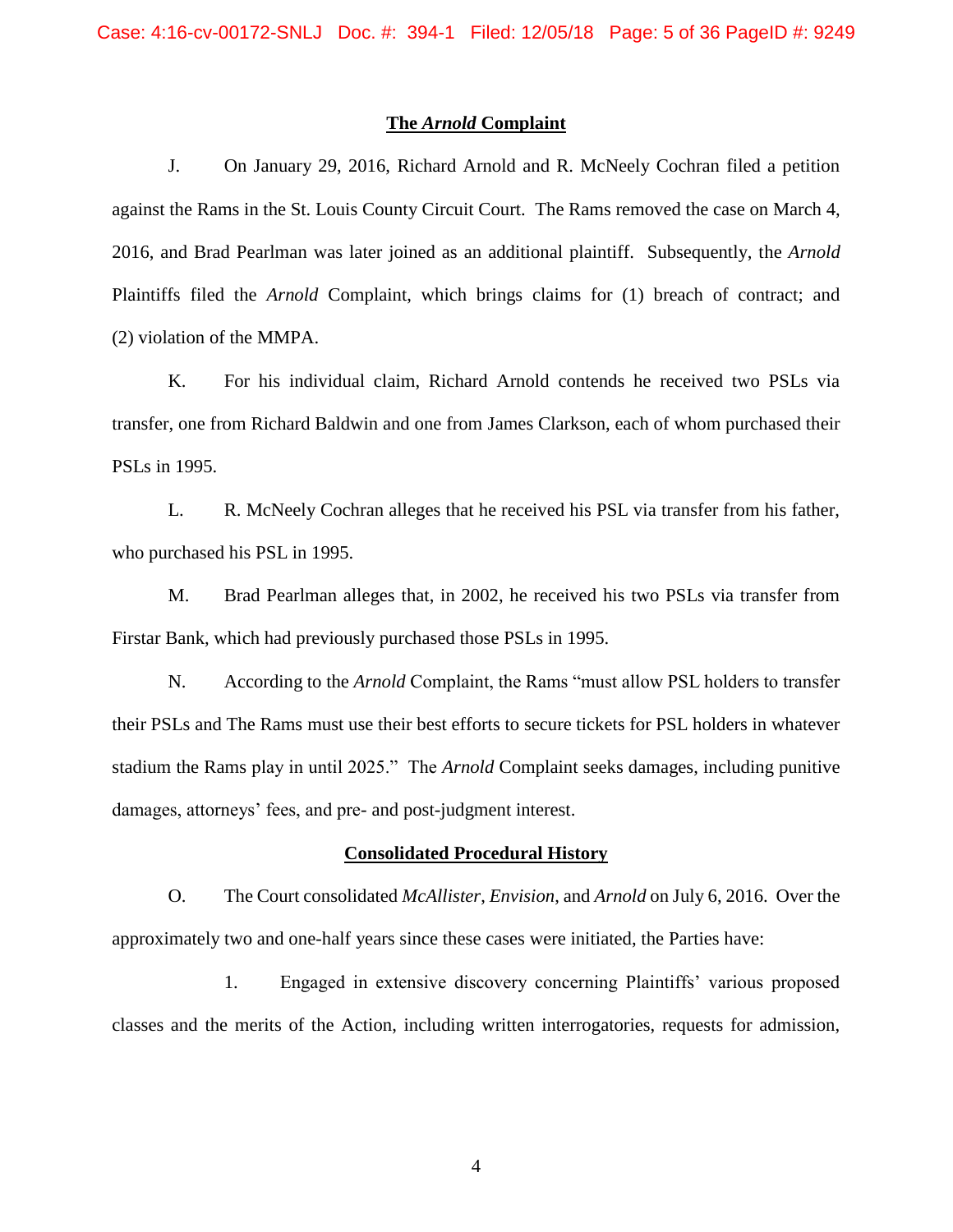## The *Arnold* Complaint

J. On January 29, 2016, Richard Arnold and R. McNeely Cochran filed a petition against the Rams in the St. Louis County Circuit Court. The Rams removed the case on March 4, 2016, and Brad Pearlman was later joined as an additional plaintiff. Subsequently, the *Arnold* Plaintiffs filed the *Arnold* Complaint, which brings claims for (1) breach of contract; and (2) violation of the MMPA.

K. For his individual claim, Richard Arnold contends he received two PSLs via transfer, one from Richard Baldwin and one from James Clarkson, each of whom purchased their PSLs in 1995.

L. R. McNeely Cochran alleges that he received his PSL via transfer from his father, who purchased his PSL in 1995.

M. Brad Pearlman alleges that, in 2002, he received his two PSLs via transfer from Firstar Bank, which had previously purchased those PSLs in 1995.

N. According to the *Arnold* Complaint, the Rams "must allow PSL holders to transfer their PSLs and The Rams must use their best efforts to secure tickets for PSL holders in whatever stadium the Rams play in until 2025." The *Arnold* Complaint seeks damages, including punitive damages, attorneys' fees, and pre- and post-judgment interest.

## Consolidated Procedural History

O. The Court consolidated *McAllister*, *Envision*, and *Arnold* on July 6, 2016. Over the approximately two and one-half years since these cases were initiated, the Parties have:

1. Engaged in extensive discovery concerning Plaintiffs' various proposed classes and the merits of the Action, including written interrogatories, requests for admission,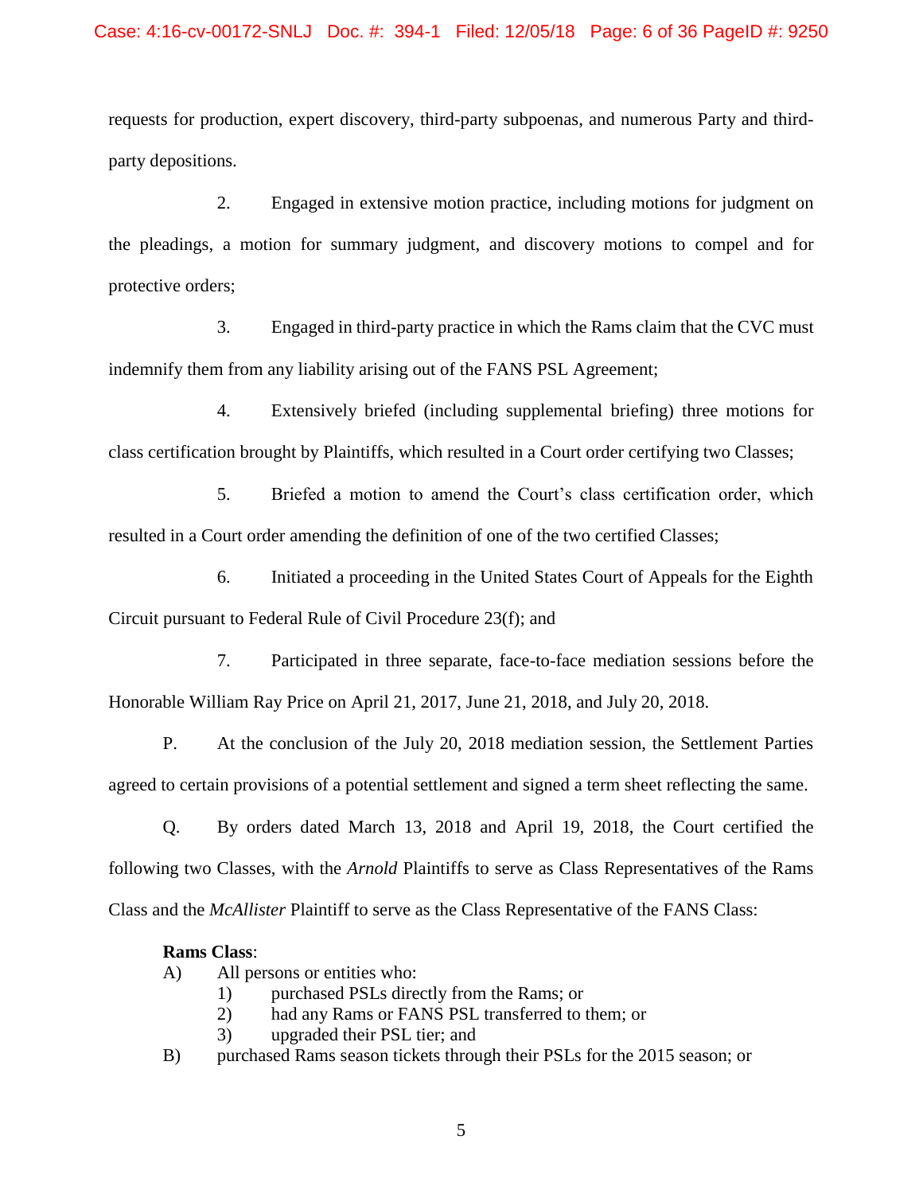requests for production, expert discovery, third-party subpoenas, and numerous Party and third-party depositions.

2. Engaged in extensive motion practice, including motions for judgment on the pleadings, a motion for summary judgment, and discovery motions to compel and for protective orders;

3. Engaged in third-party practice in which the Rams claim that the CVC must indemnify them from any liability arising out of the FANS PSL Agreement;

4. Extensively briefed (including supplemental briefing) three motions for class certification brought by Plaintiffs, which resulted in a Court order certifying two Classes;

5. Briefed a motion to amend the Court's class certification order, which resulted in a Court order amending the definition of one of the two certified Classes;

6. Initiated a proceeding in the United States Court of Appeals for the Eighth Circuit pursuant to Federal Rule of Civil Procedure 23(f); and

7. Participated in three separate, face-to-face mediation sessions before the Honorable William Ray Price on April 21, 2017, June 21, 2018, and July 20, 2018.

P. At the conclusion of the July 20, 2018 mediation session, the Settlement Parties agreed to certain provisions of a potential settlement and signed a term sheet reflecting the same.

Q. By orders dated March 13, 2018 and April 19, 2018, the Court certified the following two Classes, with the *Arnold* Plaintiffs to serve as Class Representatives of the Rams Class and the *McAllister* Plaintiff to serve as the Class Representative of the FANS Class:

**Rams Class**:

A) All persons or entities who:
   1) purchased PSLs directly from the Rams; or
   2) had any Rams or FANS PSL transferred to them; or
   3) upgraded their PSL tier; and

B) purchased Rams season tickets through their PSLs for the 2015 season; or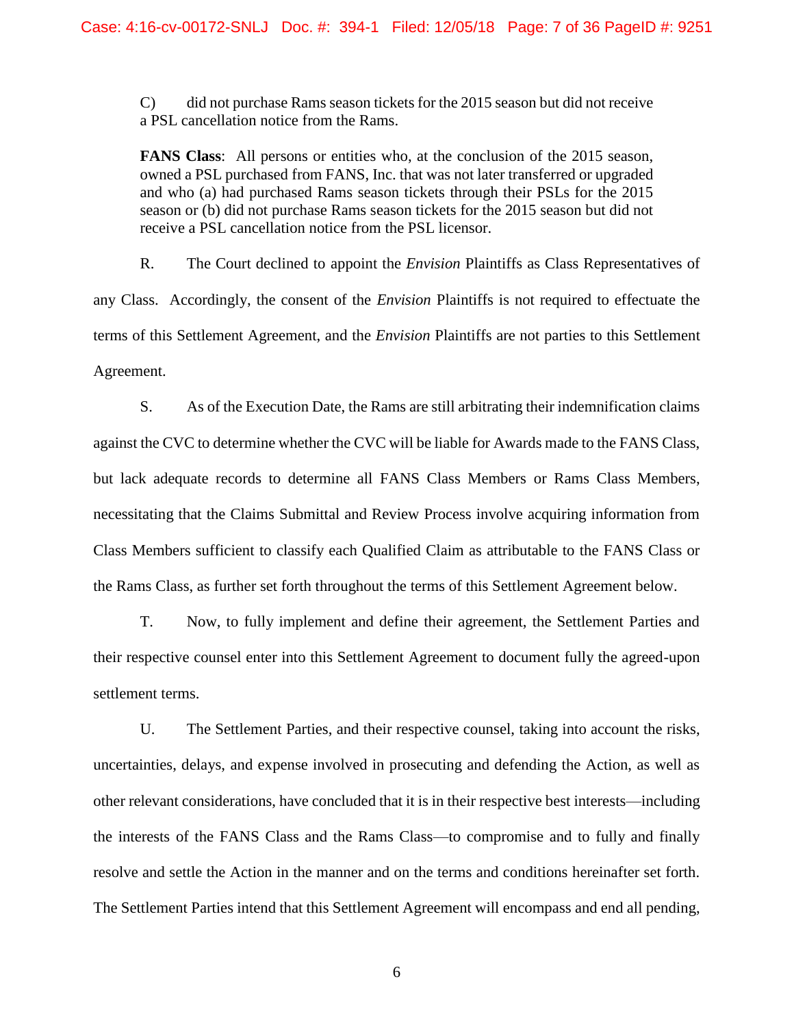C) did not purchase Rams season tickets for the 2015 season but did not receive a PSL cancellation notice from the Rams.

**FANS Class**: All persons or entities who, at the conclusion of the 2015 season, owned a PSL purchased from FANS, Inc. that was not later transferred or upgraded and who (a) had purchased Rams season tickets through their PSLs for the 2015 season or (b) did not purchase Rams season tickets for the 2015 season but did not receive a PSL cancellation notice from the PSL licensor.

R. The Court declined to appoint the *Envision* Plaintiffs as Class Representatives of any Class. Accordingly, the consent of the *Envision* Plaintiffs is not required to effectuate the terms of this Settlement Agreement, and the *Envision* Plaintiffs are not parties to this Settlement Agreement.

S. As of the Execution Date, the Rams are still arbitrating their indemnification claims against the CVC to determine whether the CVC will be liable for Awards made to the FANS Class, but lack adequate records to determine all FANS Class Members or Rams Class Members, necessitating that the Claims Submittal and Review Process involve acquiring information from Class Members sufficient to classify each Qualified Claim as attributable to the FANS Class or the Rams Class, as further set forth throughout the terms of this Settlement Agreement below.

T. Now, to fully implement and define their agreement, the Settlement Parties and their respective counsel enter into this Settlement Agreement to document fully the agreed-upon settlement terms.

U. The Settlement Parties, and their respective counsel, taking into account the risks, uncertainties, delays, and expense involved in prosecuting and defending the Action, as well as other relevant considerations, have concluded that it is in their respective best interests—including the interests of the FANS Class and the Rams Class—to compromise and to fully and finally resolve and settle the Action in the manner and on the terms and conditions hereinafter set forth. The Settlement Parties intend that this Settlement Agreement will encompass and end all pending,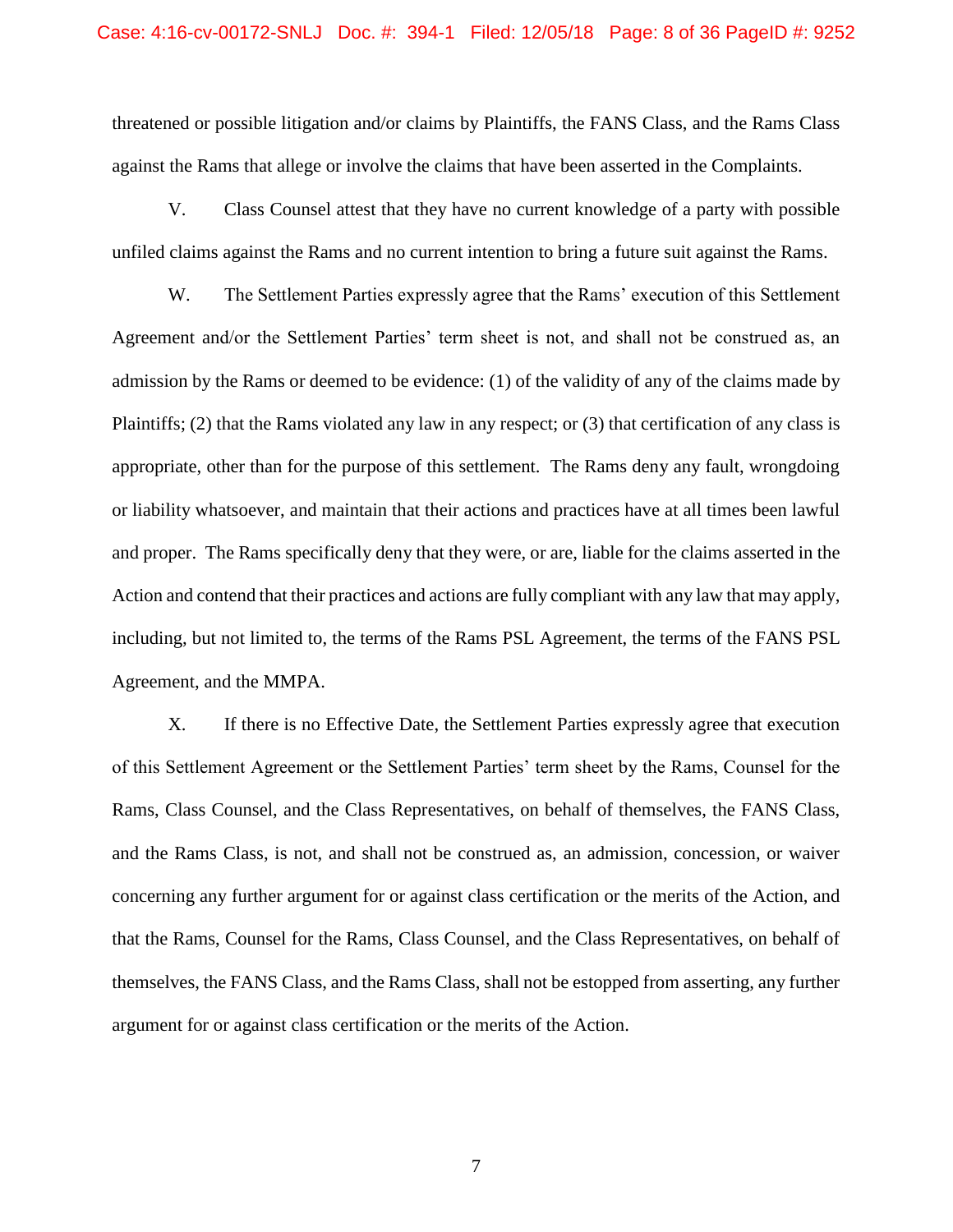threatened or possible litigation and/or claims by Plaintiffs, the FANS Class, and the Rams Class against the Rams that allege or involve the claims that have been asserted in the Complaints.

V. Class Counsel attest that they have no current knowledge of a party with possible unfiled claims against the Rams and no current intention to bring a future suit against the Rams.

W. The Settlement Parties expressly agree that the Rams' execution of this Settlement Agreement and/or the Settlement Parties' term sheet is not, and shall not be construed as, an admission by the Rams or deemed to be evidence: (1) of the validity of any of the claims made by Plaintiffs; (2) that the Rams violated any law in any respect; or (3) that certification of any class is appropriate, other than for the purpose of this settlement. The Rams deny any fault, wrongdoing or liability whatsoever, and maintain that their actions and practices have at all times been lawful and proper. The Rams specifically deny that they were, or are, liable for the claims asserted in the Action and contend that their practices and actions are fully compliant with any law that may apply, including, but not limited to, the terms of the Rams PSL Agreement, the terms of the FANS PSL Agreement, and the MMPA.

X. If there is no Effective Date, the Settlement Parties expressly agree that execution of this Settlement Agreement or the Settlement Parties' term sheet by the Rams, Counsel for the Rams, Class Counsel, and the Class Representatives, on behalf of themselves, the FANS Class, and the Rams Class, is not, and shall not be construed as, an admission, concession, or waiver concerning any further argument for or against class certification or the merits of the Action, and that the Rams, Counsel for the Rams, Class Counsel, and the Class Representatives, on behalf of themselves, the FANS Class, and the Rams Class, shall not be estopped from asserting, any further argument for or against class certification or the merits of the Action.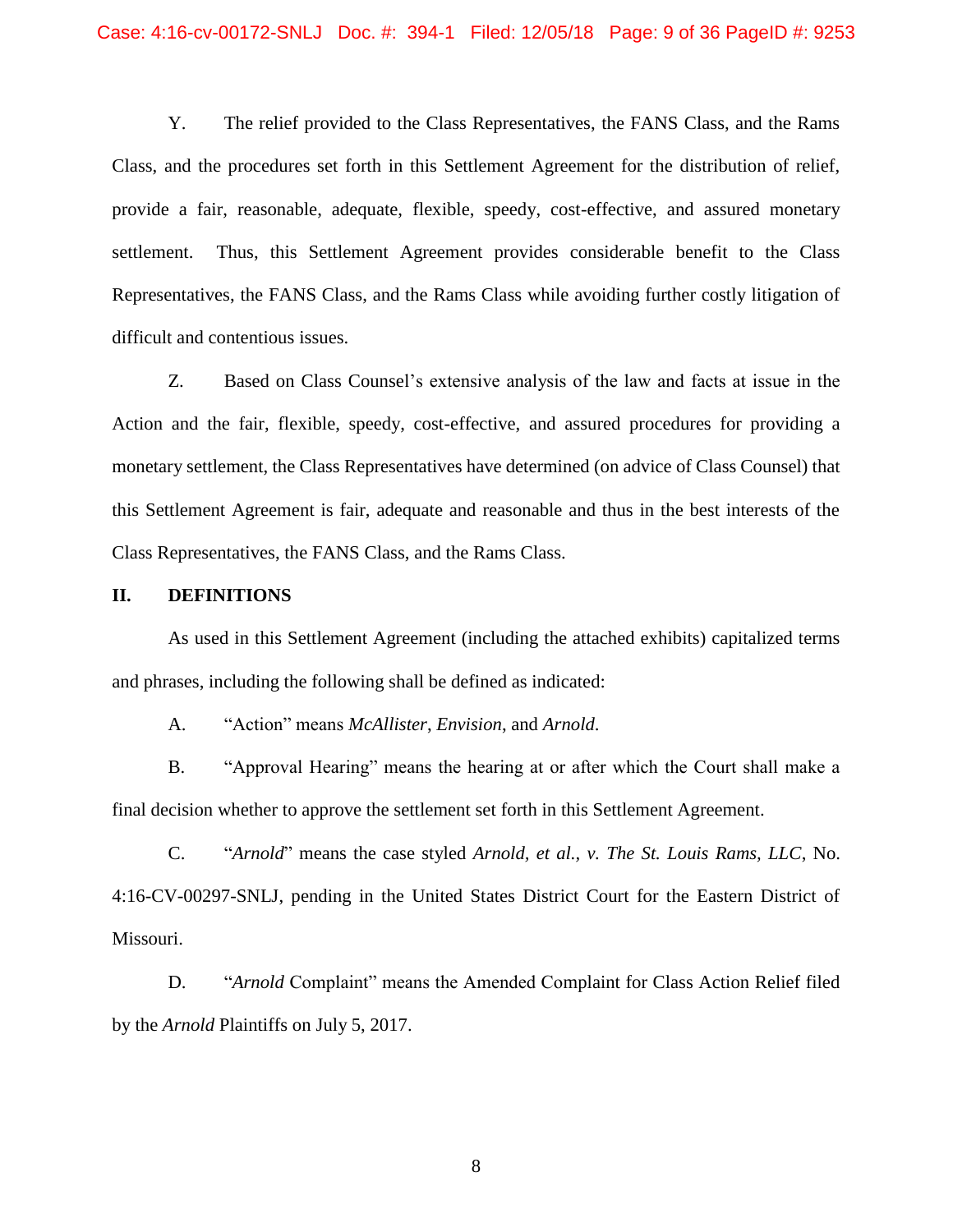Y. The relief provided to the Class Representatives, the FANS Class, and the Rams Class, and the procedures set forth in this Settlement Agreement for the distribution of relief, provide a fair, reasonable, adequate, flexible, speedy, cost-effective, and assured monetary settlement. Thus, this Settlement Agreement provides considerable benefit to the Class Representatives, the FANS Class, and the Rams Class while avoiding further costly litigation of difficult and contentious issues.

Z. Based on Class Counsel's extensive analysis of the law and facts at issue in the Action and the fair, flexible, speedy, cost-effective, and assured procedures for providing a monetary settlement, the Class Representatives have determined (on advice of Class Counsel) that this Settlement Agreement is fair, adequate and reasonable and thus in the best interests of the Class Representatives, the FANS Class, and the Rams Class.

## II. DEFINITIONS

As used in this Settlement Agreement (including the attached exhibits) capitalized terms and phrases, including the following shall be defined as indicated:

A. "Action" means *McAllister*, *Envision*, and *Arnold*.

B. "Approval Hearing" means the hearing at or after which the Court shall make a final decision whether to approve the settlement set forth in this Settlement Agreement.

C. "*Arnold*" means the case styled *Arnold, et al., v. The St. Louis Rams, LLC*, No. 4:16-CV-00297-SNLJ, pending in the United States District Court for the Eastern District of Missouri.

D. "*Arnold* Complaint" means the Amended Complaint for Class Action Relief filed by the *Arnold* Plaintiffs on July 5, 2017.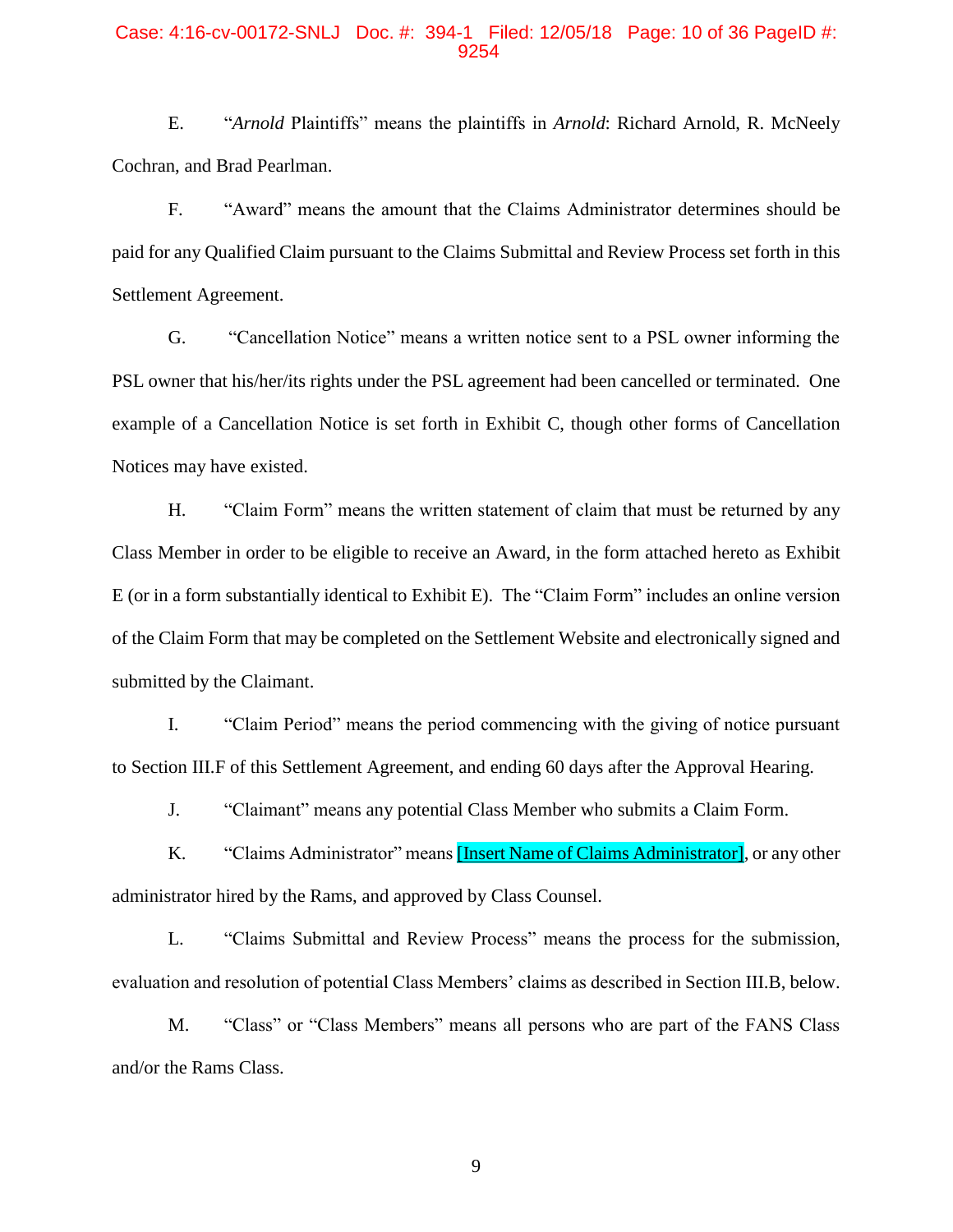E. "*Arnold* Plaintiffs" means the plaintiffs in *Arnold*: Richard Arnold, R. McNeely Cochran, and Brad Pearlman.

F. "Award" means the amount that the Claims Administrator determines should be paid for any Qualified Claim pursuant to the Claims Submittal and Review Process set forth in this Settlement Agreement.

G. "Cancellation Notice" means a written notice sent to a PSL owner informing the PSL owner that his/her/its rights under the PSL agreement had been cancelled or terminated. One example of a Cancellation Notice is set forth in Exhibit C, though other forms of Cancellation Notices may have existed.

H. "Claim Form" means the written statement of claim that must be returned by any Class Member in order to be eligible to receive an Award, in the form attached hereto as Exhibit E (or in a form substantially identical to Exhibit E). The "Claim Form" includes an online version of the Claim Form that may be completed on the Settlement Website and electronically signed and submitted by the Claimant.

I. "Claim Period" means the period commencing with the giving of notice pursuant to Section III.F of this Settlement Agreement, and ending 60 days after the Approval Hearing.

J. "Claimant" means any potential Class Member who submits a Claim Form.

K. "Claims Administrator" means [Insert Name of Claims Administrator], or any other administrator hired by the Rams, and approved by Class Counsel.

L. "Claims Submittal and Review Process" means the process for the submission, evaluation and resolution of potential Class Members' claims as described in Section III.B, below.

M. "Class" or "Class Members" means all persons who are part of the FANS Class and/or the Rams Class.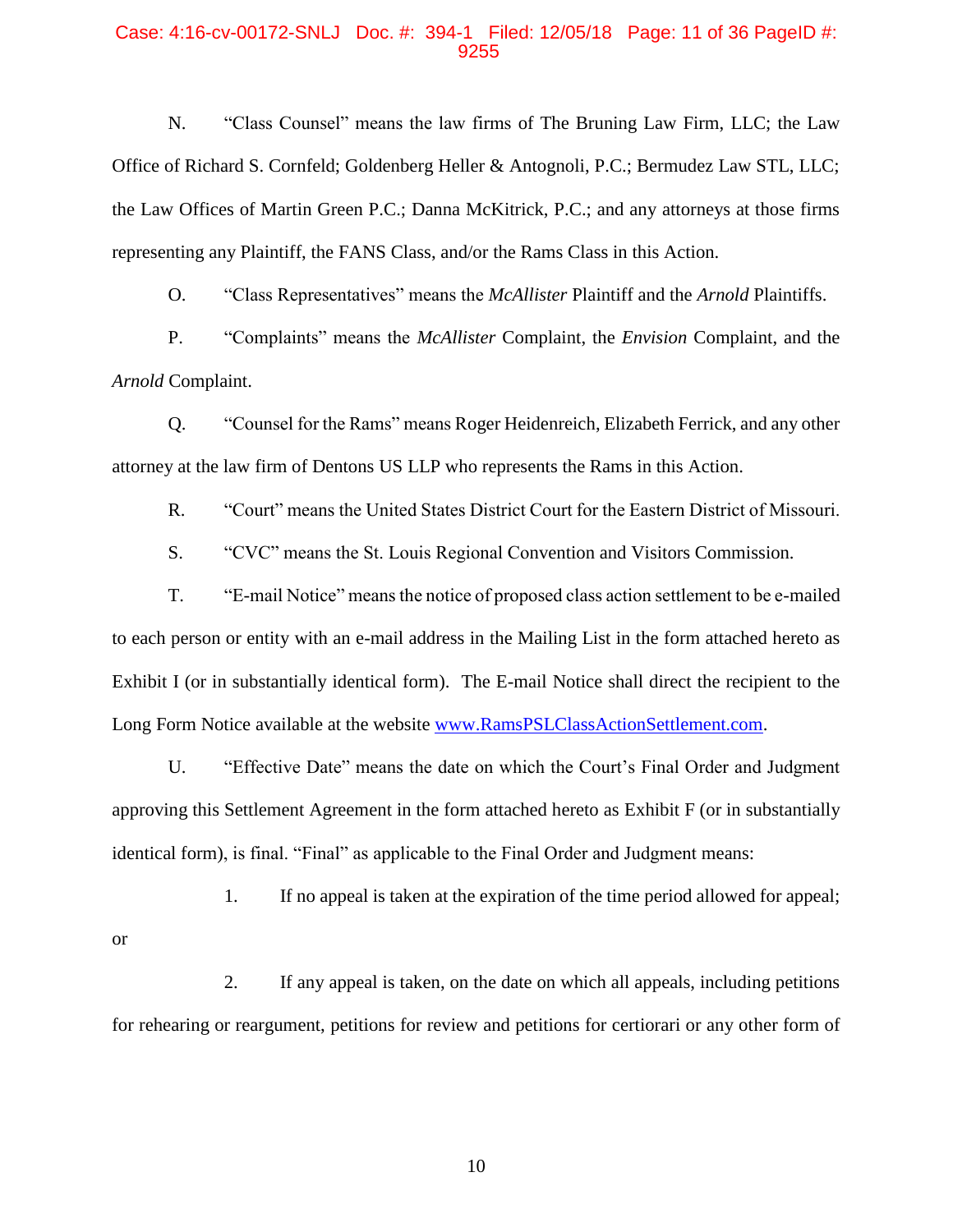N. "Class Counsel" means the law firms of The Bruning Law Firm, LLC; the Law Office of Richard S. Cornfeld; Goldenberg Heller & Antognoli, P.C.; Bermudez Law STL, LLC; the Law Offices of Martin Green P.C.; Danna McKitrick, P.C.; and any attorneys at those firms representing any Plaintiff, the FANS Class, and/or the Rams Class in this Action.

O. "Class Representatives" means the *McAllister* Plaintiff and the *Arnold* Plaintiffs.

P. "Complaints" means the *McAllister* Complaint, the *Envision* Complaint, and the *Arnold* Complaint.

Q. "Counsel for the Rams" means Roger Heidenreich, Elizabeth Ferrick, and any other attorney at the law firm of Dentons US LLP who represents the Rams in this Action.

R. "Court" means the United States District Court for the Eastern District of Missouri.

S. "CVC" means the St. Louis Regional Convention and Visitors Commission.

T. "E-mail Notice" means the notice of proposed class action settlement to be e-mailed to each person or entity with an e-mail address in the Mailing List in the form attached hereto as Exhibit I (or in substantially identical form). The E-mail Notice shall direct the recipient to the Long Form Notice available at the website www.RamsPSLClassActionSettlement.com.

U. "Effective Date" means the date on which the Court's Final Order and Judgment approving this Settlement Agreement in the form attached hereto as Exhibit F (or in substantially identical form), is final. "Final" as applicable to the Final Order and Judgment means:

1. If no appeal is taken at the expiration of the time period allowed for appeal; or

2. If any appeal is taken, on the date on which all appeals, including petitions for rehearing or reargument, petitions for review and petitions for certiorari or any other form of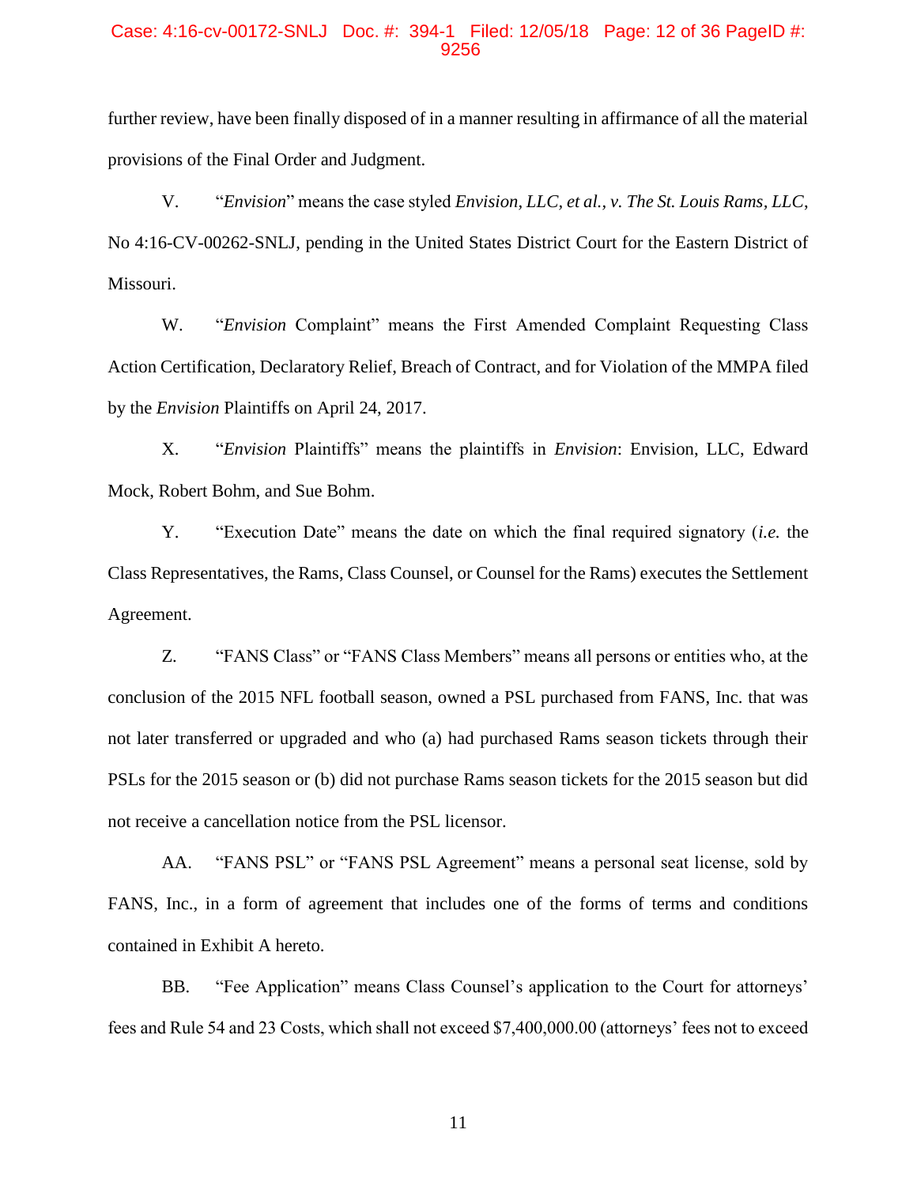further review, have been finally disposed of in a manner resulting in affirmance of all the material provisions of the Final Order and Judgment.

V. "*Envision*" means the case styled *Envision, LLC, et al., v. The St. Louis Rams, LLC*, No 4:16-CV-00262-SNLJ, pending in the United States District Court for the Eastern District of Missouri.

W. "*Envision* Complaint" means the First Amended Complaint Requesting Class Action Certification, Declaratory Relief, Breach of Contract, and for Violation of the MMPA filed by the *Envision* Plaintiffs on April 24, 2017.

X. "*Envision* Plaintiffs" means the plaintiffs in *Envision*: Envision, LLC, Edward Mock, Robert Bohm, and Sue Bohm.

Y. "Execution Date" means the date on which the final required signatory (*i.e.* the Class Representatives, the Rams, Class Counsel, or Counsel for the Rams) executes the Settlement Agreement.

Z. "FANS Class" or "FANS Class Members" means all persons or entities who, at the conclusion of the 2015 NFL football season, owned a PSL purchased from FANS, Inc. that was not later transferred or upgraded and who (a) had purchased Rams season tickets through their PSLs for the 2015 season or (b) did not purchase Rams season tickets for the 2015 season but did not receive a cancellation notice from the PSL licensor.

AA. "FANS PSL" or "FANS PSL Agreement" means a personal seat license, sold by FANS, Inc., in a form of agreement that includes one of the forms of terms and conditions contained in Exhibit A hereto.

BB. "Fee Application" means Class Counsel's application to the Court for attorneys' fees and Rule 54 and 23 Costs, which shall not exceed $7,400,000.00 (attorneys' fees not to exceed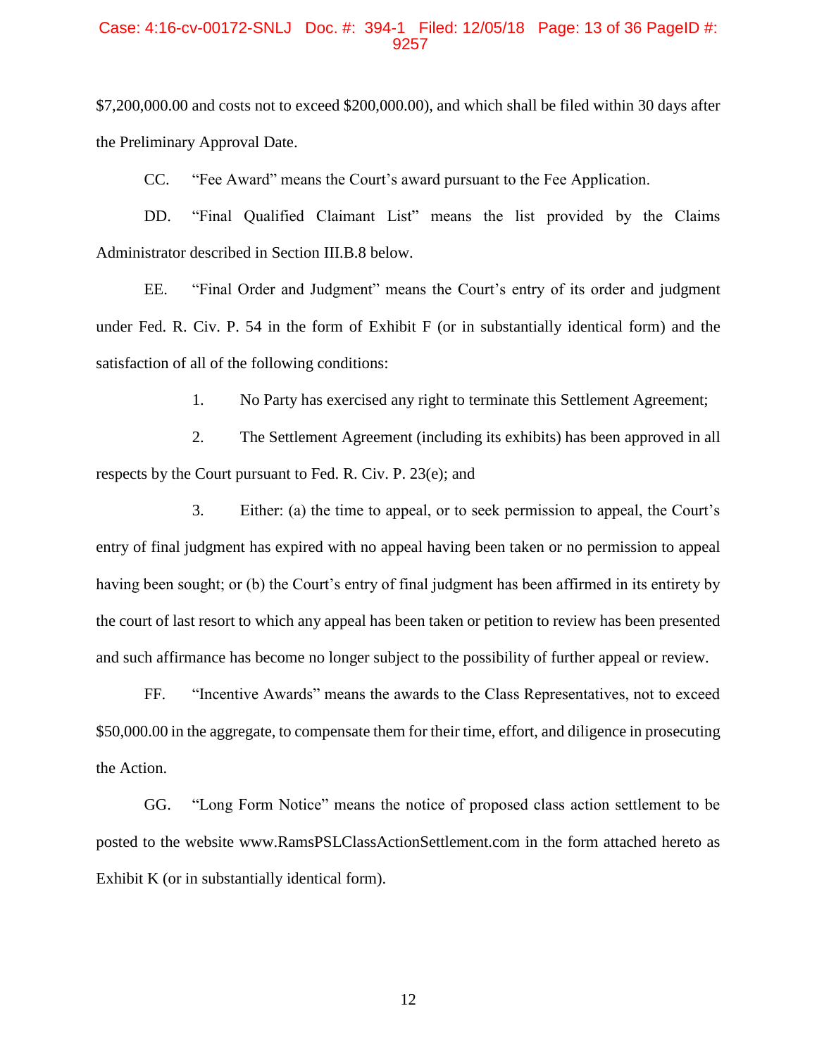$7,200,000.00 and costs not to exceed $200,000.00), and which shall be filed within 30 days after the Preliminary Approval Date.

CC. "Fee Award" means the Court's award pursuant to the Fee Application.

DD. "Final Qualified Claimant List" means the list provided by the Claims Administrator described in Section III.B.8 below.

EE. "Final Order and Judgment" means the Court's entry of its order and judgment under Fed. R. Civ. P. 54 in the form of Exhibit F (or in substantially identical form) and the satisfaction of all of the following conditions:

1. No Party has exercised any right to terminate this Settlement Agreement;

2. The Settlement Agreement (including its exhibits) has been approved in all respects by the Court pursuant to Fed. R. Civ. P. 23(e); and

3. Either: (a) the time to appeal, or to seek permission to appeal, the Court's entry of final judgment has expired with no appeal having been taken or no permission to appeal having been sought; or (b) the Court's entry of final judgment has been affirmed in its entirety by the court of last resort to which any appeal has been taken or petition to review has been presented and such affirmance has become no longer subject to the possibility of further appeal or review.

FF. "Incentive Awards" means the awards to the Class Representatives, not to exceed $50,000.00 in the aggregate, to compensate them for their time, effort, and diligence in prosecuting the Action.

GG. "Long Form Notice" means the notice of proposed class action settlement to be posted to the website www.RamsPSLClassActionSettlement.com in the form attached hereto as Exhibit K (or in substantially identical form).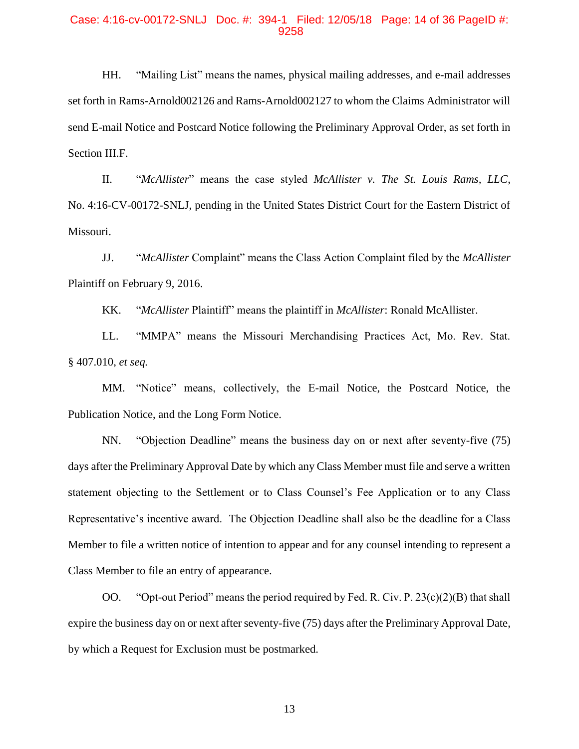HH. "Mailing List" means the names, physical mailing addresses, and e-mail addresses set forth in Rams-Arnold002126 and Rams-Arnold002127 to whom the Claims Administrator will send E-mail Notice and Postcard Notice following the Preliminary Approval Order, as set forth in Section III.F.

II. "*McAllister*" means the case styled *McAllister v. The St. Louis Rams, LLC*, No. 4:16-CV-00172-SNLJ, pending in the United States District Court for the Eastern District of Missouri.

JJ. "*McAllister* Complaint" means the Class Action Complaint filed by the *McAllister* Plaintiff on February 9, 2016.

KK. "*McAllister* Plaintiff" means the plaintiff in *McAllister*: Ronald McAllister.

LL. "MMPA" means the Missouri Merchandising Practices Act, Mo. Rev. Stat. § 407.010, *et seq.*

MM. "Notice" means, collectively, the E-mail Notice, the Postcard Notice, the Publication Notice, and the Long Form Notice.

NN. "Objection Deadline" means the business day on or next after seventy-five (75) days after the Preliminary Approval Date by which any Class Member must file and serve a written statement objecting to the Settlement or to Class Counsel's Fee Application or to any Class Representative's incentive award. The Objection Deadline shall also be the deadline for a Class Member to file a written notice of intention to appear and for any counsel intending to represent a Class Member to file an entry of appearance.

OO. "Opt-out Period" means the period required by Fed. R. Civ. P. 23(c)(2)(B) that shall expire the business day on or next after seventy-five (75) days after the Preliminary Approval Date, by which a Request for Exclusion must be postmarked.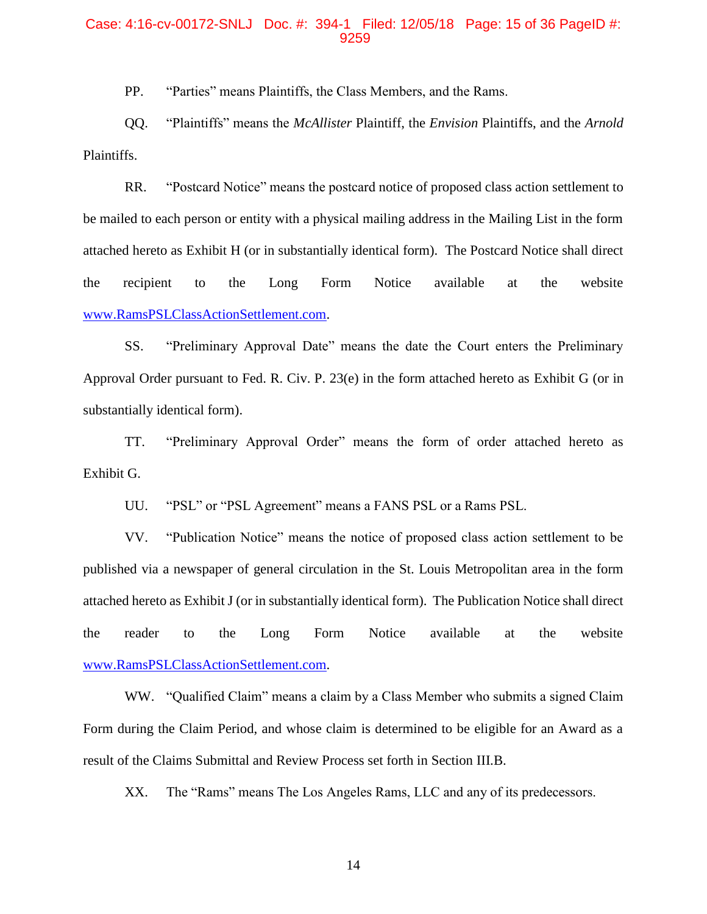PP. "Parties" means Plaintiffs, the Class Members, and the Rams.

QQ. "Plaintiffs" means the *McAllister* Plaintiff, the *Envision* Plaintiffs, and the *Arnold* Plaintiffs.

RR. "Postcard Notice" means the postcard notice of proposed class action settlement to be mailed to each person or entity with a physical mailing address in the Mailing List in the form attached hereto as Exhibit H (or in substantially identical form). The Postcard Notice shall direct the recipient to the Long Form Notice available at the website www.RamsPSLClassActionSettlement.com.

SS. "Preliminary Approval Date" means the date the Court enters the Preliminary Approval Order pursuant to Fed. R. Civ. P. 23(e) in the form attached hereto as Exhibit G (or in substantially identical form).

TT. "Preliminary Approval Order" means the form of order attached hereto as Exhibit G.

UU. "PSL" or "PSL Agreement" means a FANS PSL or a Rams PSL.

VV. "Publication Notice" means the notice of proposed class action settlement to be published via a newspaper of general circulation in the St. Louis Metropolitan area in the form attached hereto as Exhibit J (or in substantially identical form). The Publication Notice shall direct the reader to the Long Form Notice available at the website www.RamsPSLClassActionSettlement.com.

WW. "Qualified Claim" means a claim by a Class Member who submits a signed Claim Form during the Claim Period, and whose claim is determined to be eligible for an Award as a result of the Claims Submittal and Review Process set forth in Section III.B.

XX. The "Rams" means The Los Angeles Rams, LLC and any of its predecessors.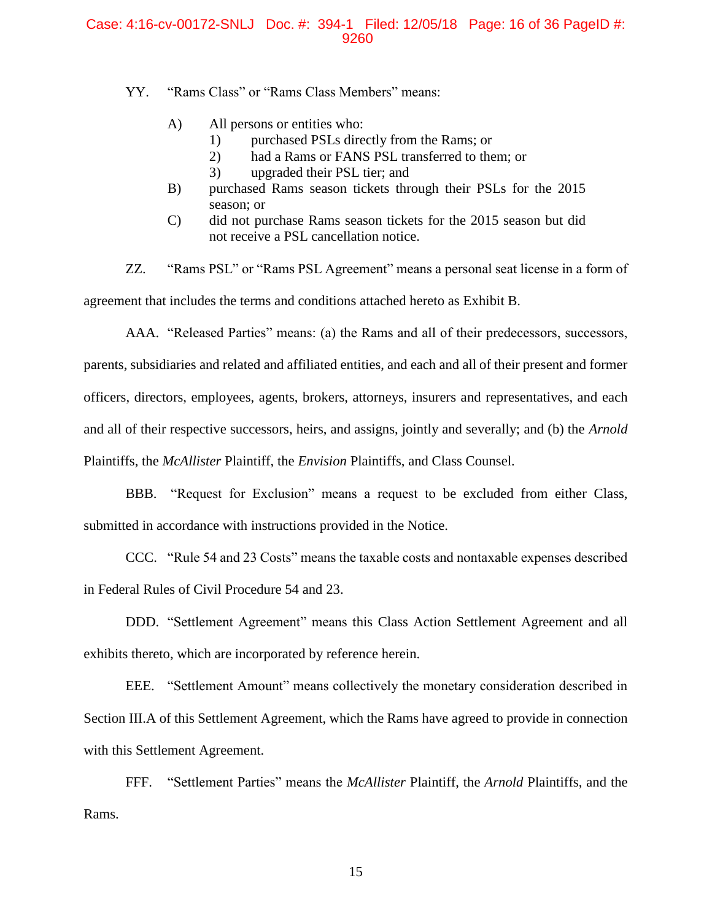YY. “Rams Class” or “Rams Class Members” means:

A) All persons or entities who:
   1) purchased PSLs directly from the Rams; or
   2) had a Rams or FANS PSL transferred to them; or
   3) upgraded their PSL tier; and

B) purchased Rams season tickets through their PSLs for the 2015 season; or

C) did not purchase Rams season tickets for the 2015 season but did not receive a PSL cancellation notice.

ZZ. “Rams PSL” or “Rams PSL Agreement” means a personal seat license in a form of agreement that includes the terms and conditions attached hereto as Exhibit B.

AAA. “Released Parties” means: (a) the Rams and all of their predecessors, successors, parents, subsidiaries and related and affiliated entities, and each and all of their present and former officers, directors, employees, agents, brokers, attorneys, insurers and representatives, and each and all of their respective successors, heirs, and assigns, jointly and severally; and (b) the *Arnold* Plaintiffs, the *McAllister* Plaintiff, the *Envision* Plaintiffs, and Class Counsel.

BBB. “Request for Exclusion” means a request to be excluded from either Class, submitted in accordance with instructions provided in the Notice.

CCC. “Rule 54 and 23 Costs” means the taxable costs and nontaxable expenses described in Federal Rules of Civil Procedure 54 and 23.

DDD. “Settlement Agreement” means this Class Action Settlement Agreement and all exhibits thereto, which are incorporated by reference herein.

EEE. “Settlement Amount” means collectively the monetary consideration described in Section III.A of this Settlement Agreement, which the Rams have agreed to provide in connection with this Settlement Agreement.

FFF. “Settlement Parties” means the *McAllister* Plaintiff, the *Arnold* Plaintiffs, and the Rams.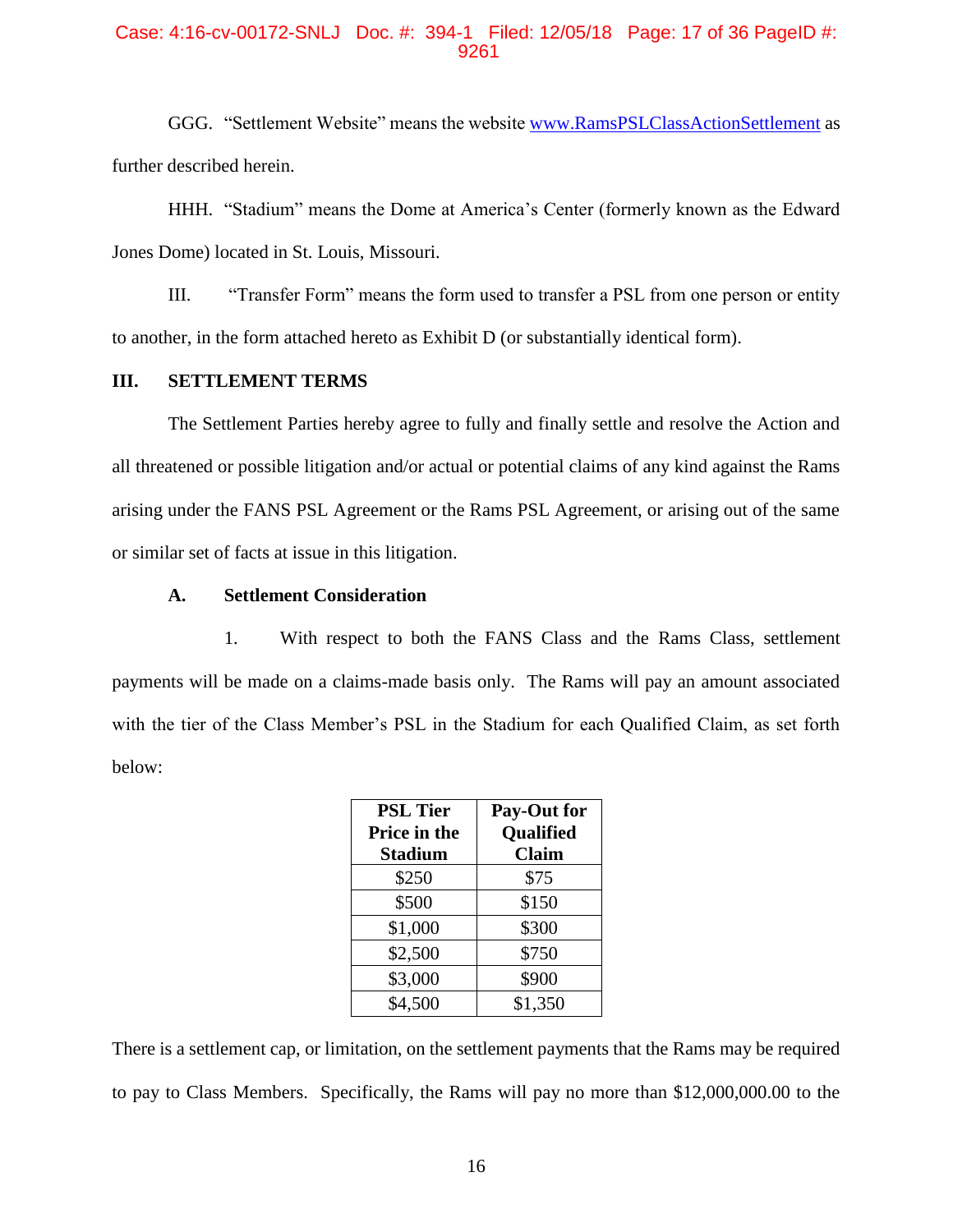GGG. "Settlement Website" means the website www.RamsPSLClassActionSettlement as further described herein.

HHH. "Stadium" means the Dome at America's Center (formerly known as the Edward Jones Dome) located in St. Louis, Missouri.

III. "Transfer Form" means the form used to transfer a PSL from one person or entity to another, in the form attached hereto as Exhibit D (or substantially identical form).

## III. SETTLEMENT TERMS

The Settlement Parties hereby agree to fully and finally settle and resolve the Action and all threatened or possible litigation and/or actual or potential claims of any kind against the Rams arising under the FANS PSL Agreement or the Rams PSL Agreement, or arising out of the same or similar set of facts at issue in this litigation.

### A. Settlement Consideration

1. With respect to both the FANS Class and the Rams Class, settlement payments will be made on a claims-made basis only. The Rams will pay an amount associated with the tier of the Class Member's PSL in the Stadium for each Qualified Claim, as set forth below:

| PSL Tier Price in the Stadium | Pay-Out for Qualified Claim |
|---|---|
| $250 | $75 |
| $500 | $150 |
| $1,000 | $300 |
| $2,500 | $750 |
| $3,000 | $900 |
| $4,500 | $1,350 |

There is a settlement cap, or limitation, on the settlement payments that the Rams may be required to pay to Class Members. Specifically, the Rams will pay no more than $12,000,000.00 to the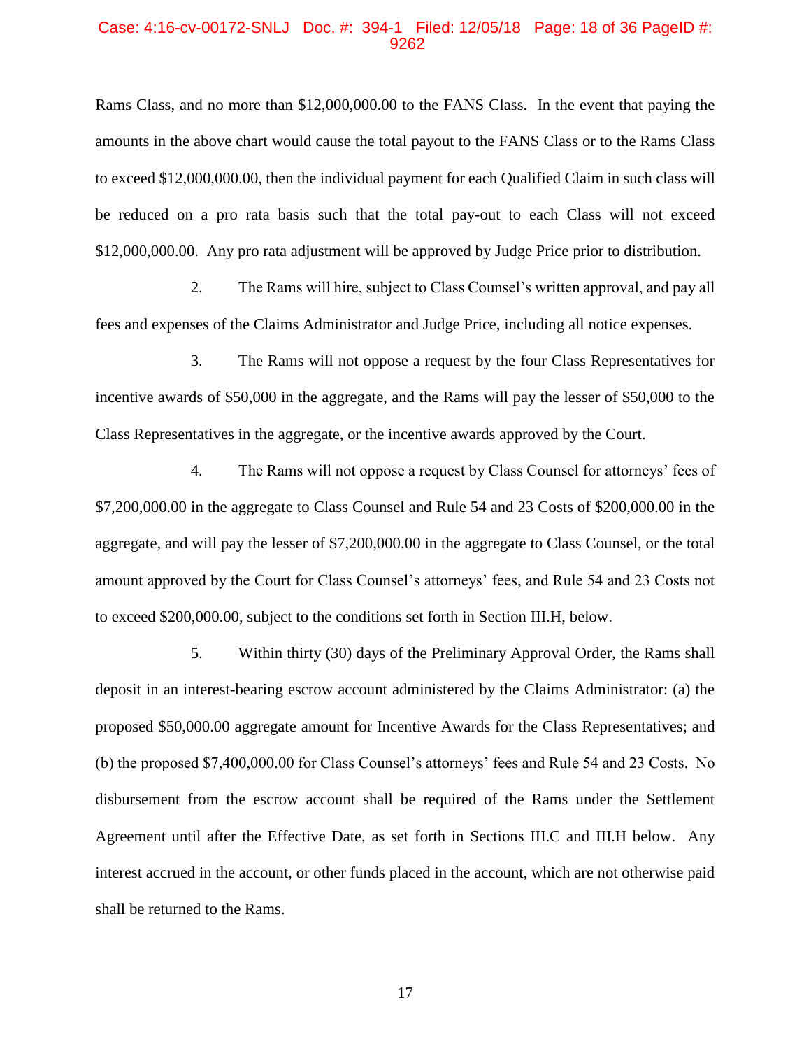Rams Class, and no more than $12,000,000.00 to the FANS Class. In the event that paying the amounts in the above chart would cause the total payout to the FANS Class or to the Rams Class to exceed $12,000,000.00, then the individual payment for each Qualified Claim in such class will be reduced on a pro rata basis such that the total pay-out to each Class will not exceed $12,000,000.00. Any pro rata adjustment will be approved by Judge Price prior to distribution.

2. The Rams will hire, subject to Class Counsel's written approval, and pay all fees and expenses of the Claims Administrator and Judge Price, including all notice expenses.

3. The Rams will not oppose a request by the four Class Representatives for incentive awards of $50,000 in the aggregate, and the Rams will pay the lesser of $50,000 to the Class Representatives in the aggregate, or the incentive awards approved by the Court.

4. The Rams will not oppose a request by Class Counsel for attorneys' fees of $7,200,000.00 in the aggregate to Class Counsel and Rule 54 and 23 Costs of $200,000.00 in the aggregate, and will pay the lesser of $7,200,000.00 in the aggregate to Class Counsel, or the total amount approved by the Court for Class Counsel's attorneys' fees, and Rule 54 and 23 Costs not to exceed $200,000.00, subject to the conditions set forth in Section III.H, below.

5. Within thirty (30) days of the Preliminary Approval Order, the Rams shall deposit in an interest-bearing escrow account administered by the Claims Administrator: (a) the proposed $50,000.00 aggregate amount for Incentive Awards for the Class Representatives; and (b) the proposed $7,400,000.00 for Class Counsel's attorneys' fees and Rule 54 and 23 Costs. No disbursement from the escrow account shall be required of the Rams under the Settlement Agreement until after the Effective Date, as set forth in Sections III.C and III.H below. Any interest accrued in the account, or other funds placed in the account, which are not otherwise paid shall be returned to the Rams.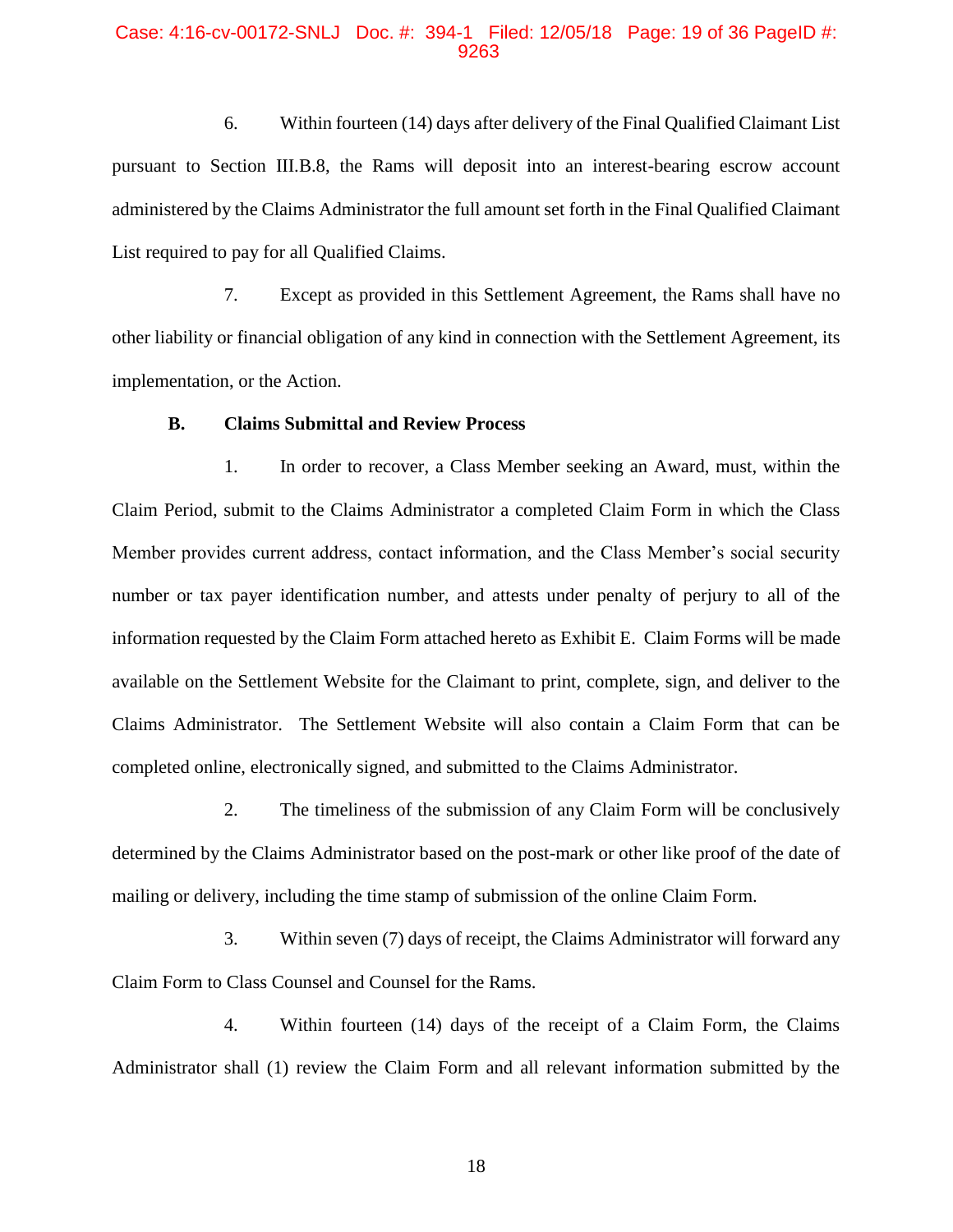6. Within fourteen (14) days after delivery of the Final Qualified Claimant List pursuant to Section III.B.8, the Rams will deposit into an interest-bearing escrow account administered by the Claims Administrator the full amount set forth in the Final Qualified Claimant List required to pay for all Qualified Claims.

7. Except as provided in this Settlement Agreement, the Rams shall have no other liability or financial obligation of any kind in connection with the Settlement Agreement, its implementation, or the Action.

**B. Claims Submittal and Review Process**

1. In order to recover, a Class Member seeking an Award, must, within the Claim Period, submit to the Claims Administrator a completed Claim Form in which the Class Member provides current address, contact information, and the Class Member's social security number or tax payer identification number, and attests under penalty of perjury to all of the information requested by the Claim Form attached hereto as Exhibit E. Claim Forms will be made available on the Settlement Website for the Claimant to print, complete, sign, and deliver to the Claims Administrator. The Settlement Website will also contain a Claim Form that can be completed online, electronically signed, and submitted to the Claims Administrator.

2. The timeliness of the submission of any Claim Form will be conclusively determined by the Claims Administrator based on the post-mark or other like proof of the date of mailing or delivery, including the time stamp of submission of the online Claim Form.

3. Within seven (7) days of receipt, the Claims Administrator will forward any Claim Form to Class Counsel and Counsel for the Rams.

4. Within fourteen (14) days of the receipt of a Claim Form, the Claims Administrator shall (1) review the Claim Form and all relevant information submitted by the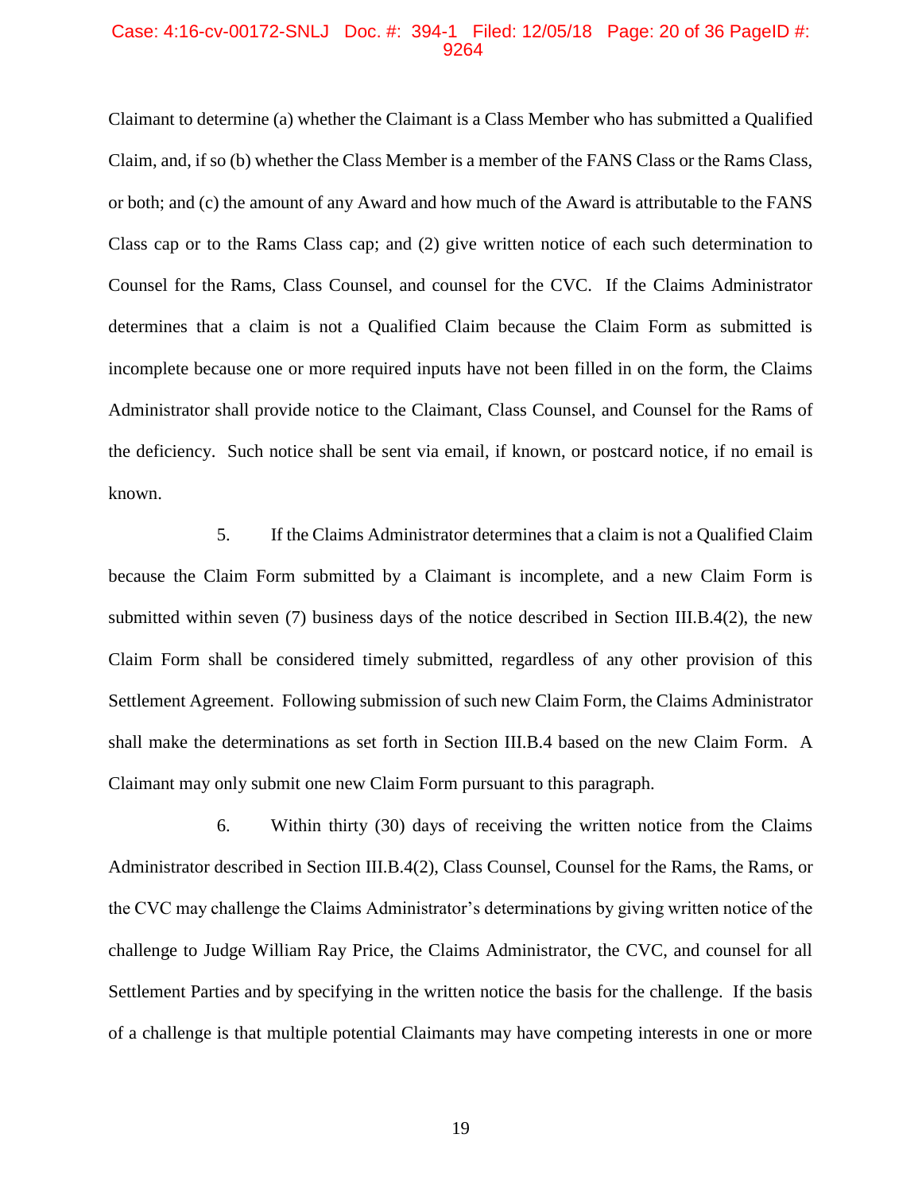Claimant to determine (a) whether the Claimant is a Class Member who has submitted a Qualified Claim, and, if so (b) whether the Class Member is a member of the FANS Class or the Rams Class, or both; and (c) the amount of any Award and how much of the Award is attributable to the FANS Class cap or to the Rams Class cap; and (2) give written notice of each such determination to Counsel for the Rams, Class Counsel, and counsel for the CVC. If the Claims Administrator determines that a claim is not a Qualified Claim because the Claim Form as submitted is incomplete because one or more required inputs have not been filled in on the form, the Claims Administrator shall provide notice to the Claimant, Class Counsel, and Counsel for the Rams of the deficiency. Such notice shall be sent via email, if known, or postcard notice, if no email is known.

5. If the Claims Administrator determines that a claim is not a Qualified Claim because the Claim Form submitted by a Claimant is incomplete, and a new Claim Form is submitted within seven (7) business days of the notice described in Section III.B.4(2), the new Claim Form shall be considered timely submitted, regardless of any other provision of this Settlement Agreement. Following submission of such new Claim Form, the Claims Administrator shall make the determinations as set forth in Section III.B.4 based on the new Claim Form. A Claimant may only submit one new Claim Form pursuant to this paragraph.

6. Within thirty (30) days of receiving the written notice from the Claims Administrator described in Section III.B.4(2), Class Counsel, Counsel for the Rams, the Rams, or the CVC may challenge the Claims Administrator's determinations by giving written notice of the challenge to Judge William Ray Price, the Claims Administrator, the CVC, and counsel for all Settlement Parties and by specifying in the written notice the basis for the challenge. If the basis of a challenge is that multiple potential Claimants may have competing interests in one or more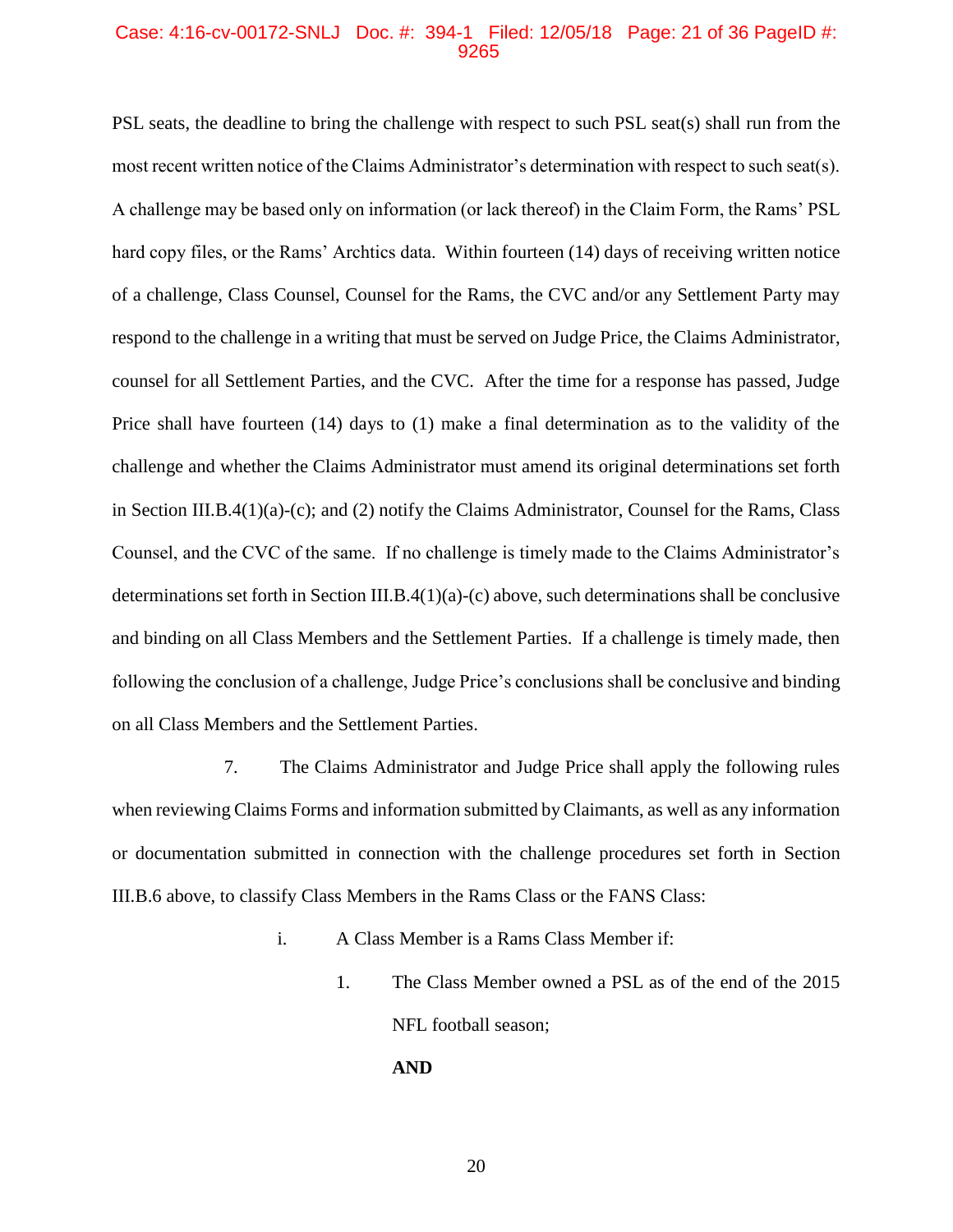PSL seats, the deadline to bring the challenge with respect to such PSL seat(s) shall run from the most recent written notice of the Claims Administrator's determination with respect to such seat(s). A challenge may be based only on information (or lack thereof) in the Claim Form, the Rams' PSL hard copy files, or the Rams' Archtics data. Within fourteen (14) days of receiving written notice of a challenge, Class Counsel, Counsel for the Rams, the CVC and/or any Settlement Party may respond to the challenge in a writing that must be served on Judge Price, the Claims Administrator, counsel for all Settlement Parties, and the CVC. After the time for a response has passed, Judge Price shall have fourteen (14) days to (1) make a final determination as to the validity of the challenge and whether the Claims Administrator must amend its original determinations set forth in Section III.B.4(1)(a)-(c); and (2) notify the Claims Administrator, Counsel for the Rams, Class Counsel, and the CVC of the same. If no challenge is timely made to the Claims Administrator's determinations set forth in Section III.B.4(1)(a)-(c) above, such determinations shall be conclusive and binding on all Class Members and the Settlement Parties. If a challenge is timely made, then following the conclusion of a challenge, Judge Price's conclusions shall be conclusive and binding on all Class Members and the Settlement Parties.

7. The Claims Administrator and Judge Price shall apply the following rules when reviewing Claims Forms and information submitted by Claimants, as well as any information or documentation submitted in connection with the challenge procedures set forth in Section III.B.6 above, to classify Class Members in the Rams Class or the FANS Class:

i. A Class Member is a Rams Class Member if:

1. The Class Member owned a PSL as of the end of the 2015 NFL football season;

**AND**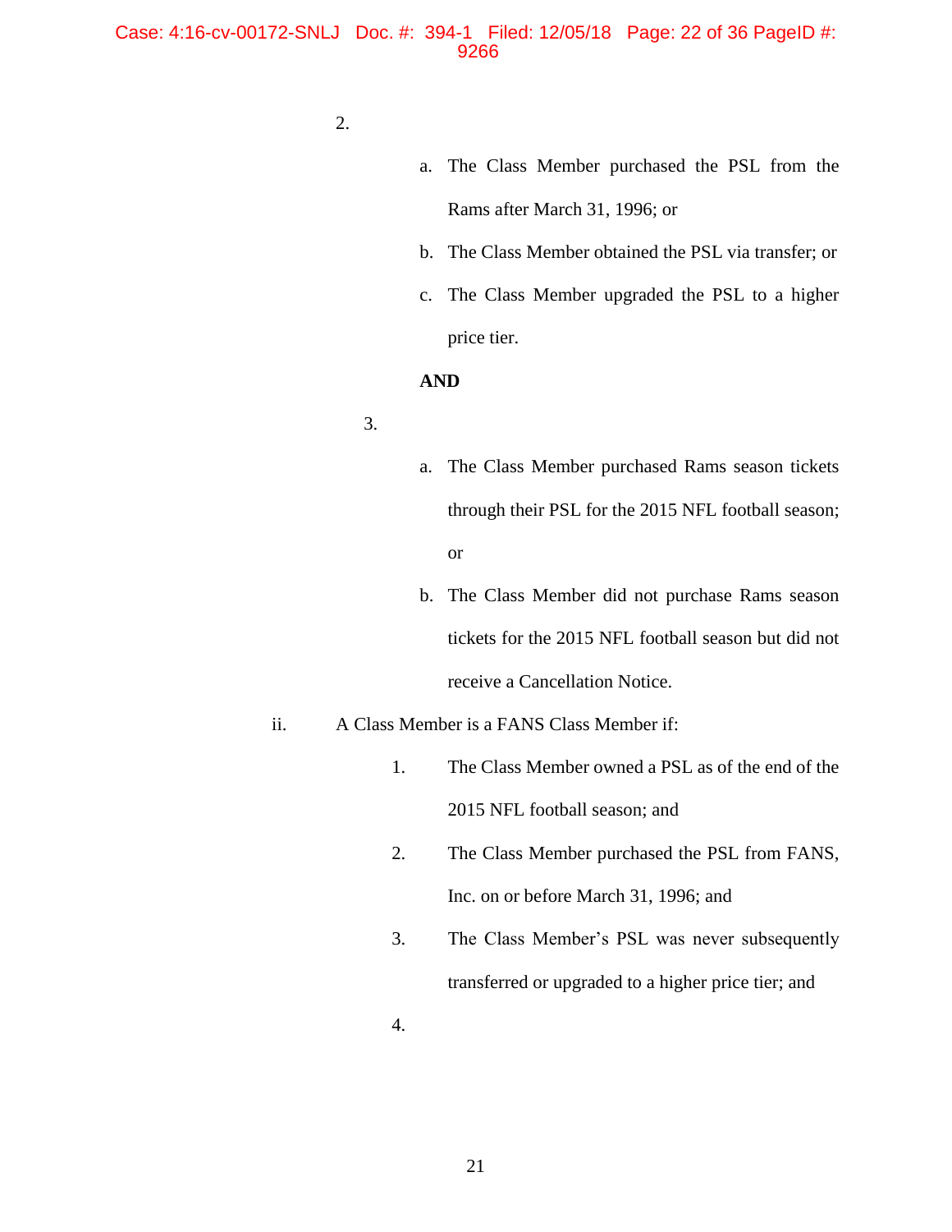2.

a. The Class Member purchased the PSL from the Rams after March 31, 1996; or

b. The Class Member obtained the PSL via transfer; or

c. The Class Member upgraded the PSL to a higher price tier.

**AND**

3.

a. The Class Member purchased Rams season tickets through their PSL for the 2015 NFL football season; or

b. The Class Member did not purchase Rams season tickets for the 2015 NFL football season but did not receive a Cancellation Notice.

ii. A Class Member is a FANS Class Member if:

1. The Class Member owned a PSL as of the end of the 2015 NFL football season; and

2. The Class Member purchased the PSL from FANS, Inc. on or before March 31, 1996; and

3. The Class Member's PSL was never subsequently transferred or upgraded to a higher price tier; and

4.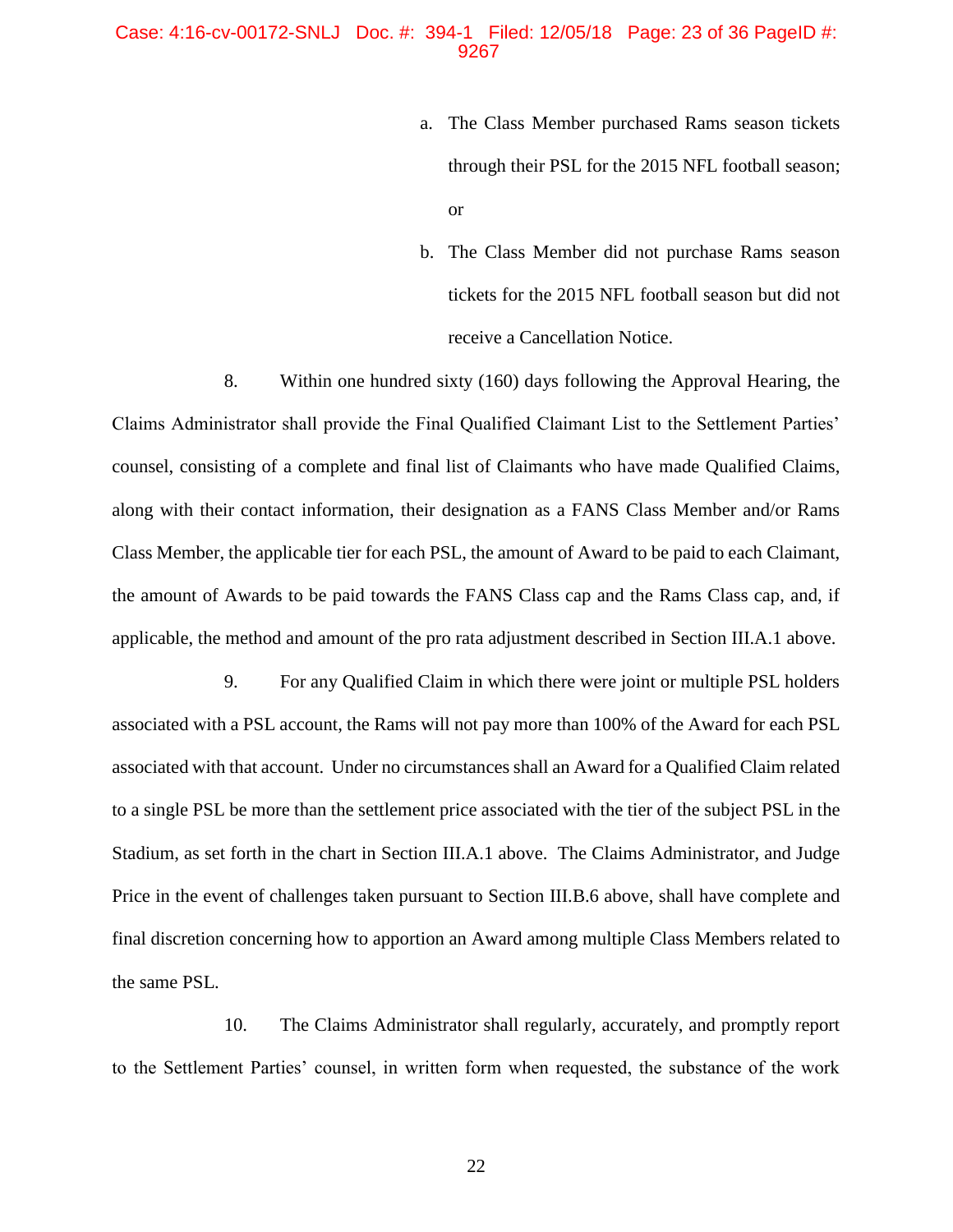a. The Class Member purchased Rams season tickets through their PSL for the 2015 NFL football season; or

b. The Class Member did not purchase Rams season tickets for the 2015 NFL football season but did not receive a Cancellation Notice.

8. Within one hundred sixty (160) days following the Approval Hearing, the Claims Administrator shall provide the Final Qualified Claimant List to the Settlement Parties' counsel, consisting of a complete and final list of Claimants who have made Qualified Claims, along with their contact information, their designation as a FANS Class Member and/or Rams Class Member, the applicable tier for each PSL, the amount of Award to be paid to each Claimant, the amount of Awards to be paid towards the FANS Class cap and the Rams Class cap, and, if applicable, the method and amount of the pro rata adjustment described in Section III.A.1 above.

9. For any Qualified Claim in which there were joint or multiple PSL holders associated with a PSL account, the Rams will not pay more than 100% of the Award for each PSL associated with that account. Under no circumstances shall an Award for a Qualified Claim related to a single PSL be more than the settlement price associated with the tier of the subject PSL in the Stadium, as set forth in the chart in Section III.A.1 above. The Claims Administrator, and Judge Price in the event of challenges taken pursuant to Section III.B.6 above, shall have complete and final discretion concerning how to apportion an Award among multiple Class Members related to the same PSL.

10. The Claims Administrator shall regularly, accurately, and promptly report to the Settlement Parties' counsel, in written form when requested, the substance of the work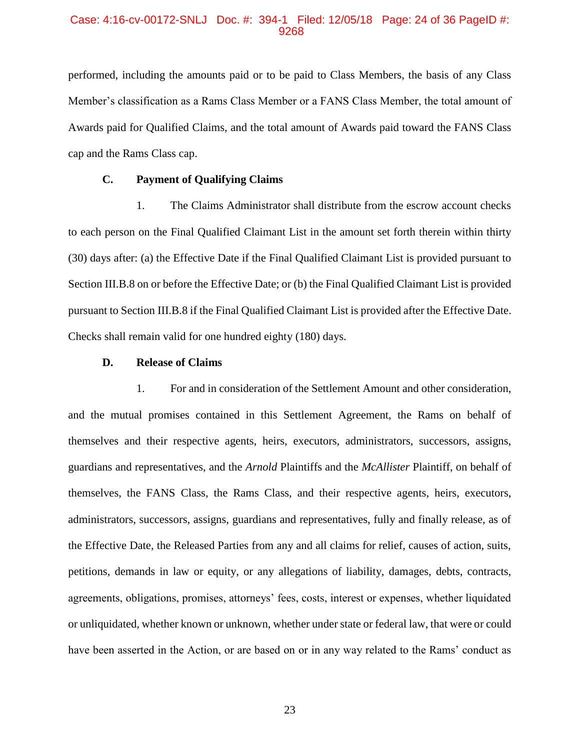performed, including the amounts paid or to be paid to Class Members, the basis of any Class Member's classification as a Rams Class Member or a FANS Class Member, the total amount of Awards paid for Qualified Claims, and the total amount of Awards paid toward the FANS Class cap and the Rams Class cap.

### C. Payment of Qualifying Claims

1. The Claims Administrator shall distribute from the escrow account checks to each person on the Final Qualified Claimant List in the amount set forth therein within thirty (30) days after: (a) the Effective Date if the Final Qualified Claimant List is provided pursuant to Section III.B.8 on or before the Effective Date; or (b) the Final Qualified Claimant List is provided pursuant to Section III.B.8 if the Final Qualified Claimant List is provided after the Effective Date. Checks shall remain valid for one hundred eighty (180) days.

### D. Release of Claims

1. For and in consideration of the Settlement Amount and other consideration, and the mutual promises contained in this Settlement Agreement, the Rams on behalf of themselves and their respective agents, heirs, executors, administrators, successors, assigns, guardians and representatives, and the *Arnold* Plaintiffs and the *McAllister* Plaintiff, on behalf of themselves, the FANS Class, the Rams Class, and their respective agents, heirs, executors, administrators, successors, assigns, guardians and representatives, fully and finally release, as of the Effective Date, the Released Parties from any and all claims for relief, causes of action, suits, petitions, demands in law or equity, or any allegations of liability, damages, debts, contracts, agreements, obligations, promises, attorneys' fees, costs, interest or expenses, whether liquidated or unliquidated, whether known or unknown, whether under state or federal law, that were or could have been asserted in the Action, or are based on or in any way related to the Rams' conduct as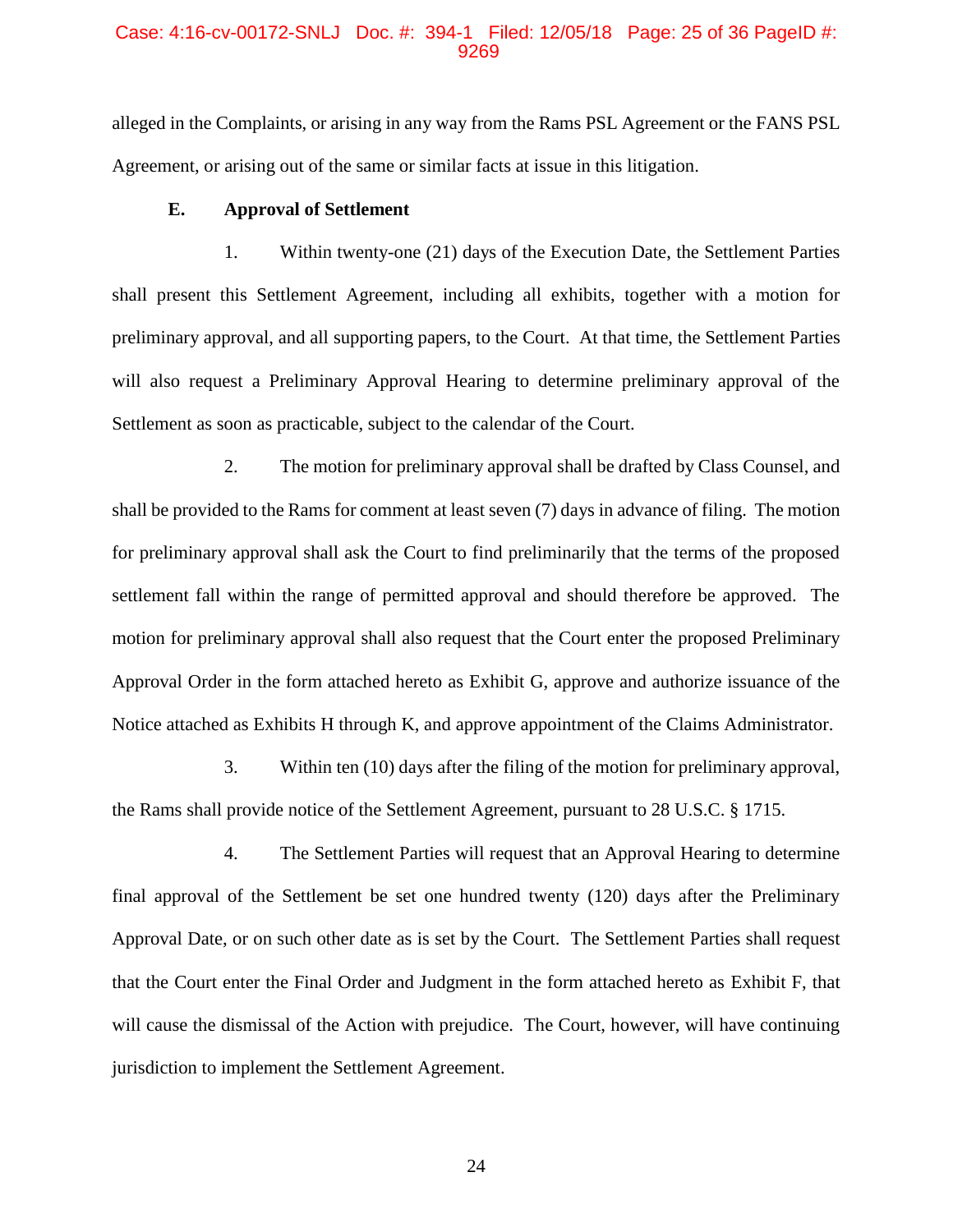alleged in the Complaints, or arising in any way from the Rams PSL Agreement or the FANS PSL Agreement, or arising out of the same or similar facts at issue in this litigation.

**E. Approval of Settlement**

1. Within twenty-one (21) days of the Execution Date, the Settlement Parties shall present this Settlement Agreement, including all exhibits, together with a motion for preliminary approval, and all supporting papers, to the Court. At that time, the Settlement Parties will also request a Preliminary Approval Hearing to determine preliminary approval of the Settlement as soon as practicable, subject to the calendar of the Court.

2. The motion for preliminary approval shall be drafted by Class Counsel, and shall be provided to the Rams for comment at least seven (7) days in advance of filing. The motion for preliminary approval shall ask the Court to find preliminarily that the terms of the proposed settlement fall within the range of permitted approval and should therefore be approved. The motion for preliminary approval shall also request that the Court enter the proposed Preliminary Approval Order in the form attached hereto as Exhibit G, approve and authorize issuance of the Notice attached as Exhibits H through K, and approve appointment of the Claims Administrator.

3. Within ten (10) days after the filing of the motion for preliminary approval, the Rams shall provide notice of the Settlement Agreement, pursuant to 28 U.S.C. § 1715.

4. The Settlement Parties will request that an Approval Hearing to determine final approval of the Settlement be set one hundred twenty (120) days after the Preliminary Approval Date, or on such other date as is set by the Court. The Settlement Parties shall request that the Court enter the Final Order and Judgment in the form attached hereto as Exhibit F, that will cause the dismissal of the Action with prejudice. The Court, however, will have continuing jurisdiction to implement the Settlement Agreement.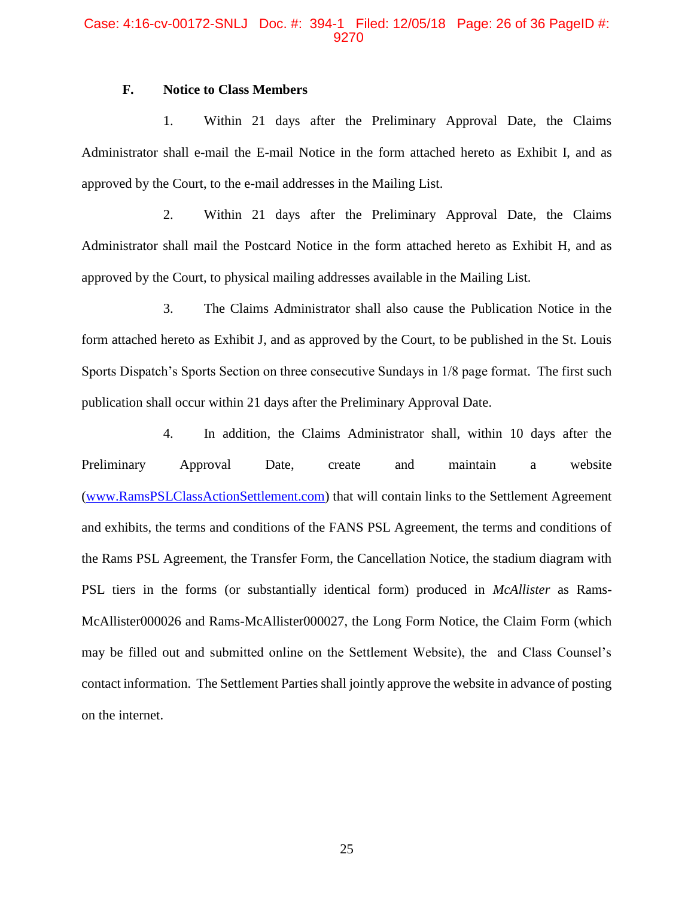### F. Notice to Class Members

1. Within 21 days after the Preliminary Approval Date, the Claims Administrator shall e-mail the E-mail Notice in the form attached hereto as Exhibit I, and as approved by the Court, to the e-mail addresses in the Mailing List.

2. Within 21 days after the Preliminary Approval Date, the Claims Administrator shall mail the Postcard Notice in the form attached hereto as Exhibit H, and as approved by the Court, to physical mailing addresses available in the Mailing List.

3. The Claims Administrator shall also cause the Publication Notice in the form attached hereto as Exhibit J, and as approved by the Court, to be published in the St. Louis Sports Dispatch's Sports Section on three consecutive Sundays in 1/8 page format. The first such publication shall occur within 21 days after the Preliminary Approval Date.

4. In addition, the Claims Administrator shall, within 10 days after the Preliminary Approval Date, create and maintain a website (www.RamsPSLClassActionSettlement.com) that will contain links to the Settlement Agreement and exhibits, the terms and conditions of the FANS PSL Agreement, the terms and conditions of the Rams PSL Agreement, the Transfer Form, the Cancellation Notice, the stadium diagram with PSL tiers in the forms (or substantially identical form) produced in *McAllister* as Rams-McAllister000026 and Rams-McAllister000027, the Long Form Notice, the Claim Form (which may be filled out and submitted online on the Settlement Website), the  and Class Counsel's contact information. The Settlement Parties shall jointly approve the website in advance of posting on the internet.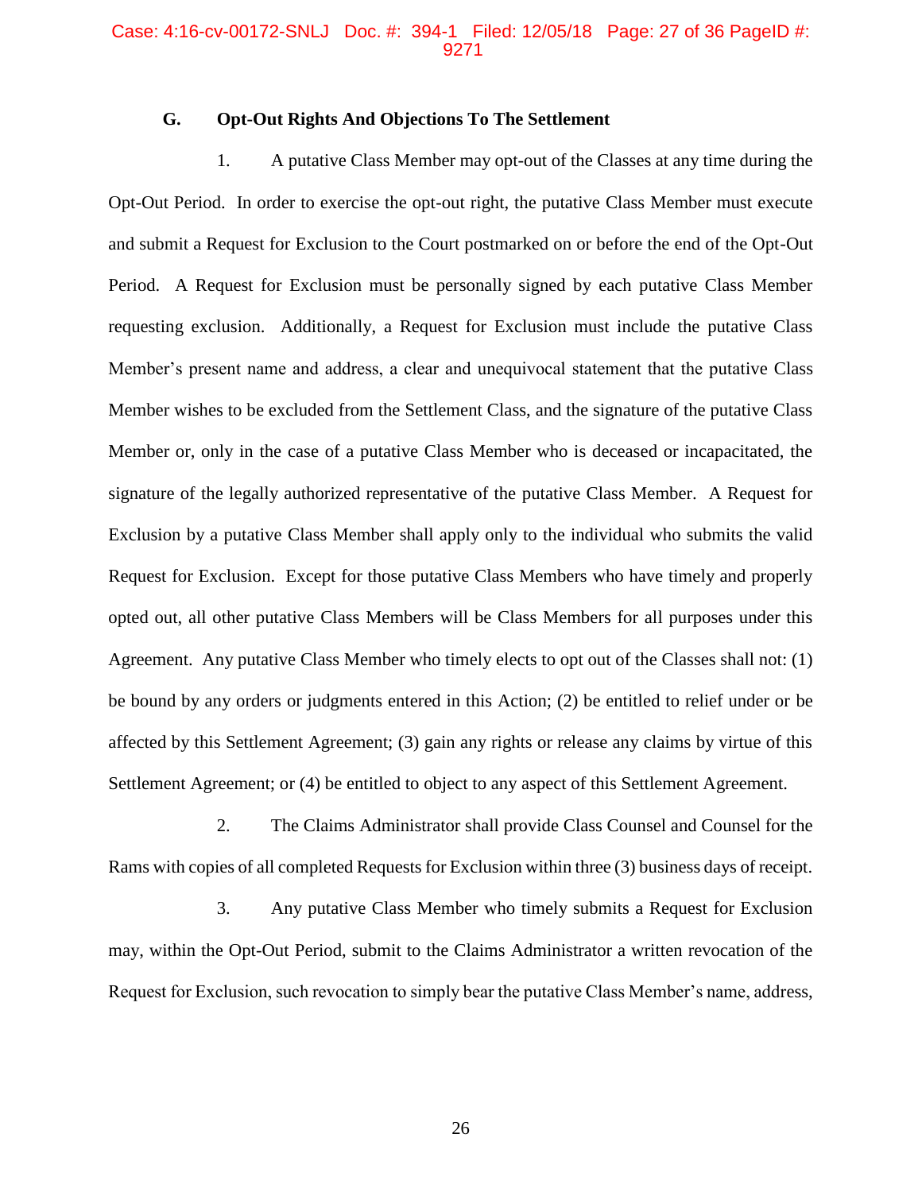### G. Opt-Out Rights And Objections To The Settlement

1. A putative Class Member may opt-out of the Classes at any time during the Opt-Out Period. In order to exercise the opt-out right, the putative Class Member must execute and submit a Request for Exclusion to the Court postmarked on or before the end of the Opt-Out Period. A Request for Exclusion must be personally signed by each putative Class Member requesting exclusion. Additionally, a Request for Exclusion must include the putative Class Member's present name and address, a clear and unequivocal statement that the putative Class Member wishes to be excluded from the Settlement Class, and the signature of the putative Class Member or, only in the case of a putative Class Member who is deceased or incapacitated, the signature of the legally authorized representative of the putative Class Member. A Request for Exclusion by a putative Class Member shall apply only to the individual who submits the valid Request for Exclusion. Except for those putative Class Members who have timely and properly opted out, all other putative Class Members will be Class Members for all purposes under this Agreement. Any putative Class Member who timely elects to opt out of the Classes shall not: (1) be bound by any orders or judgments entered in this Action; (2) be entitled to relief under or be affected by this Settlement Agreement; (3) gain any rights or release any claims by virtue of this Settlement Agreement; or (4) be entitled to object to any aspect of this Settlement Agreement.

2. The Claims Administrator shall provide Class Counsel and Counsel for the Rams with copies of all completed Requests for Exclusion within three (3) business days of receipt.

3. Any putative Class Member who timely submits a Request for Exclusion may, within the Opt-Out Period, submit to the Claims Administrator a written revocation of the Request for Exclusion, such revocation to simply bear the putative Class Member's name, address,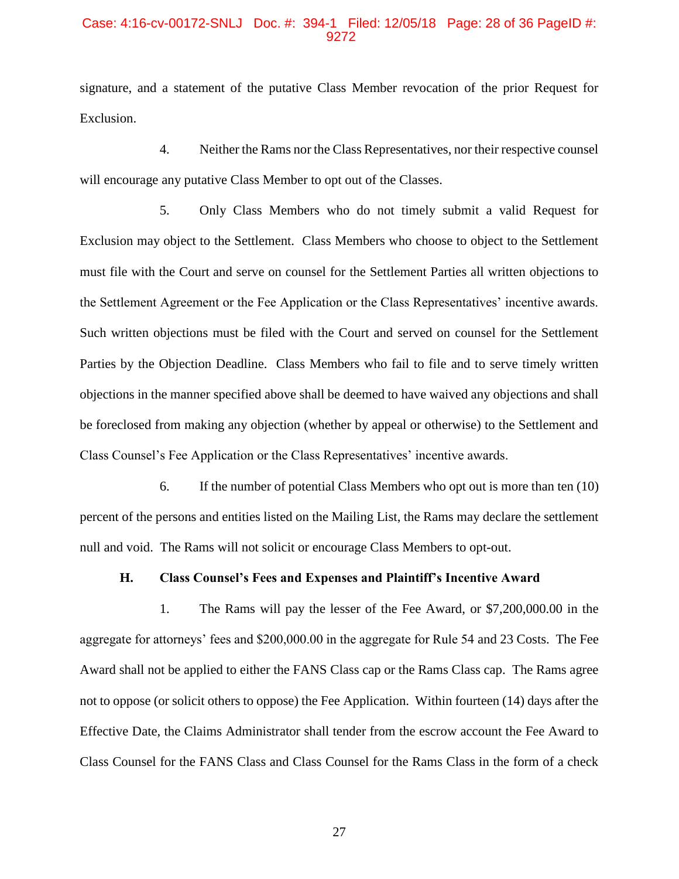signature, and a statement of the putative Class Member revocation of the prior Request for Exclusion.

4. Neither the Rams nor the Class Representatives, nor their respective counsel will encourage any putative Class Member to opt out of the Classes.

5. Only Class Members who do not timely submit a valid Request for Exclusion may object to the Settlement. Class Members who choose to object to the Settlement must file with the Court and serve on counsel for the Settlement Parties all written objections to the Settlement Agreement or the Fee Application or the Class Representatives' incentive awards. Such written objections must be filed with the Court and served on counsel for the Settlement Parties by the Objection Deadline. Class Members who fail to file and to serve timely written objections in the manner specified above shall be deemed to have waived any objections and shall be foreclosed from making any objection (whether by appeal or otherwise) to the Settlement and Class Counsel's Fee Application or the Class Representatives' incentive awards.

6. If the number of potential Class Members who opt out is more than ten (10) percent of the persons and entities listed on the Mailing List, the Rams may declare the settlement null and void. The Rams will not solicit or encourage Class Members to opt-out.

**H. Class Counsel's Fees and Expenses and Plaintiff's Incentive Award**

1. The Rams will pay the lesser of the Fee Award, or $7,200,000.00 in the aggregate for attorneys' fees and $200,000.00 in the aggregate for Rule 54 and 23 Costs. The Fee Award shall not be applied to either the FANS Class cap or the Rams Class cap. The Rams agree not to oppose (or solicit others to oppose) the Fee Application. Within fourteen (14) days after the Effective Date, the Claims Administrator shall tender from the escrow account the Fee Award to Class Counsel for the FANS Class and Class Counsel for the Rams Class in the form of a check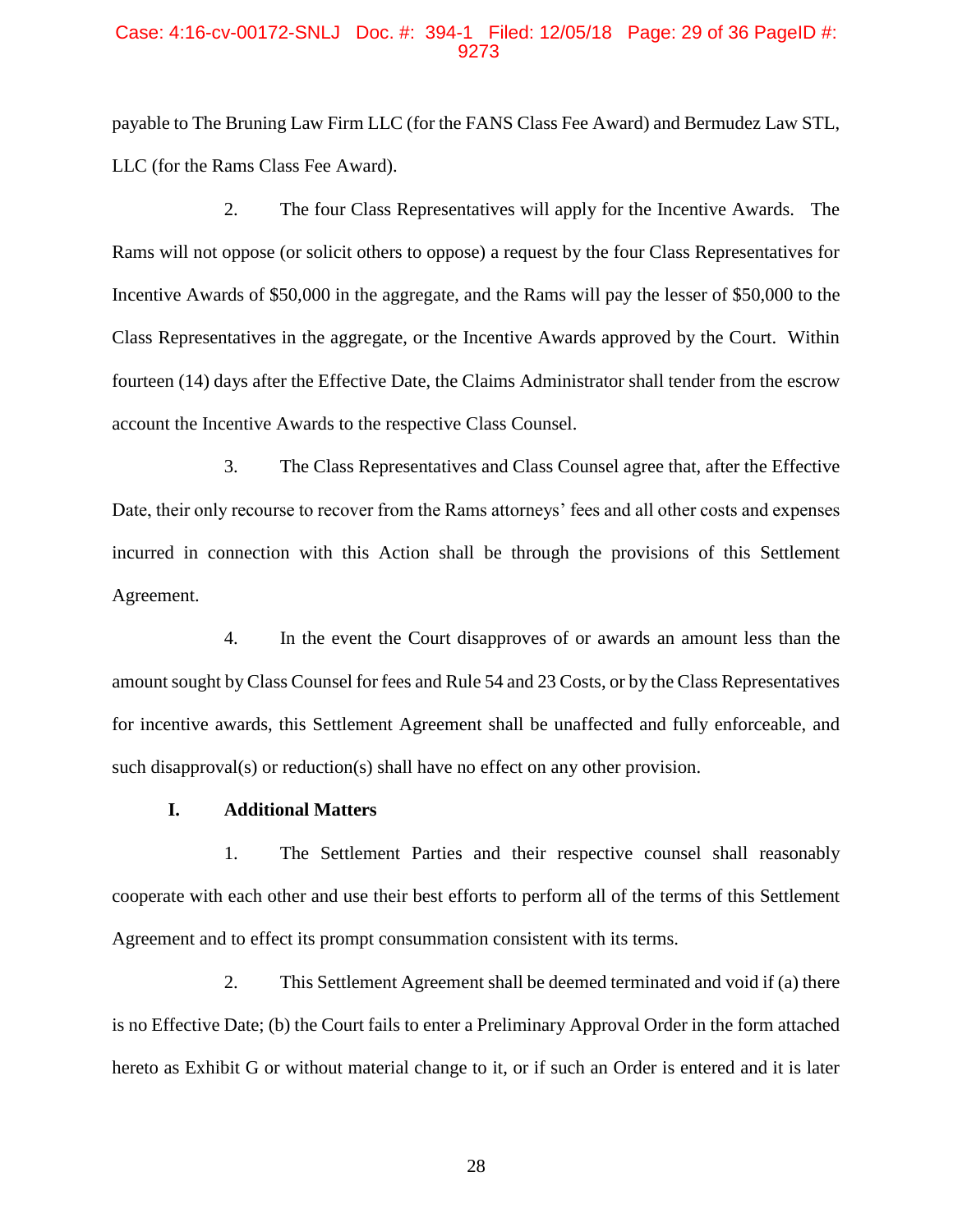payable to The Bruning Law Firm LLC (for the FANS Class Fee Award) and Bermudez Law STL, LLC (for the Rams Class Fee Award).

2. The four Class Representatives will apply for the Incentive Awards. The Rams will not oppose (or solicit others to oppose) a request by the four Class Representatives for Incentive Awards of $50,000 in the aggregate, and the Rams will pay the lesser of $50,000 to the Class Representatives in the aggregate, or the Incentive Awards approved by the Court. Within fourteen (14) days after the Effective Date, the Claims Administrator shall tender from the escrow account the Incentive Awards to the respective Class Counsel.

3. The Class Representatives and Class Counsel agree that, after the Effective Date, their only recourse to recover from the Rams attorneys' fees and all other costs and expenses incurred in connection with this Action shall be through the provisions of this Settlement Agreement.

4. In the event the Court disapproves of or awards an amount less than the amount sought by Class Counsel for fees and Rule 54 and 23 Costs, or by the Class Representatives for incentive awards, this Settlement Agreement shall be unaffected and fully enforceable, and such disapproval(s) or reduction(s) shall have no effect on any other provision.

**I. Additional Matters**

1. The Settlement Parties and their respective counsel shall reasonably cooperate with each other and use their best efforts to perform all of the terms of this Settlement Agreement and to effect its prompt consummation consistent with its terms.

2. This Settlement Agreement shall be deemed terminated and void if (a) there is no Effective Date; (b) the Court fails to enter a Preliminary Approval Order in the form attached hereto as Exhibit G or without material change to it, or if such an Order is entered and it is later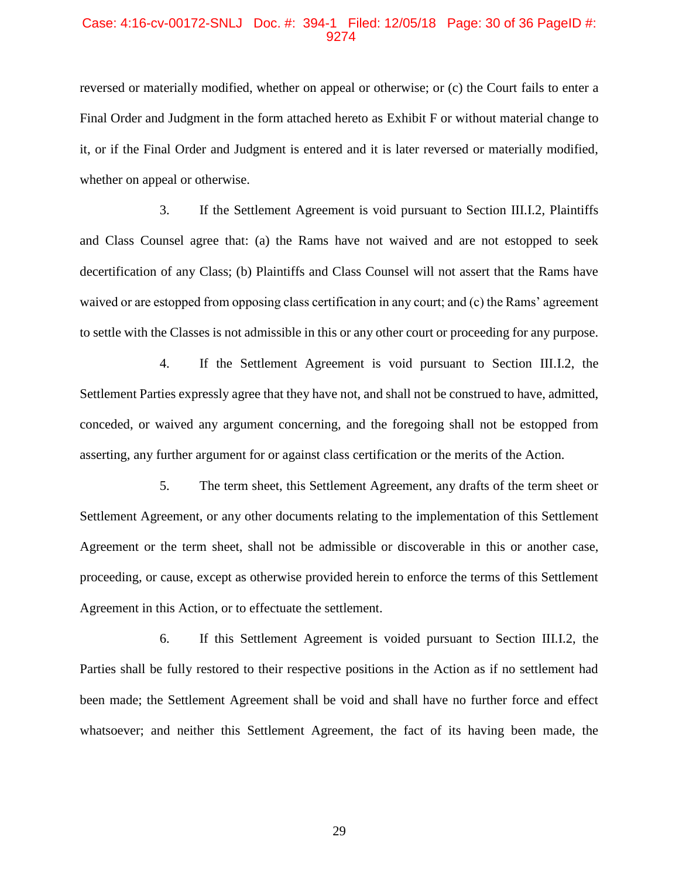reversed or materially modified, whether on appeal or otherwise; or (c) the Court fails to enter a Final Order and Judgment in the form attached hereto as Exhibit F or without material change to it, or if the Final Order and Judgment is entered and it is later reversed or materially modified, whether on appeal or otherwise.

3. If the Settlement Agreement is void pursuant to Section III.I.2, Plaintiffs and Class Counsel agree that: (a) the Rams have not waived and are not estopped to seek decertification of any Class; (b) Plaintiffs and Class Counsel will not assert that the Rams have waived or are estopped from opposing class certification in any court; and (c) the Rams' agreement to settle with the Classes is not admissible in this or any other court or proceeding for any purpose.

4. If the Settlement Agreement is void pursuant to Section III.I.2, the Settlement Parties expressly agree that they have not, and shall not be construed to have, admitted, conceded, or waived any argument concerning, and the foregoing shall not be estopped from asserting, any further argument for or against class certification or the merits of the Action.

5. The term sheet, this Settlement Agreement, any drafts of the term sheet or Settlement Agreement, or any other documents relating to the implementation of this Settlement Agreement or the term sheet, shall not be admissible or discoverable in this or another case, proceeding, or cause, except as otherwise provided herein to enforce the terms of this Settlement Agreement in this Action, or to effectuate the settlement.

6. If this Settlement Agreement is voided pursuant to Section III.I.2, the Parties shall be fully restored to their respective positions in the Action as if no settlement had been made; the Settlement Agreement shall be void and shall have no further force and effect whatsoever; and neither this Settlement Agreement, the fact of its having been made, the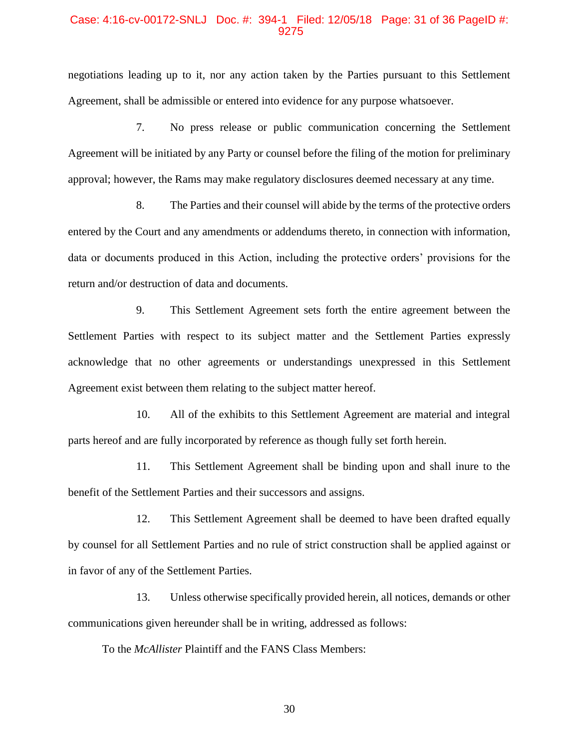negotiations leading up to it, nor any action taken by the Parties pursuant to this Settlement Agreement, shall be admissible or entered into evidence for any purpose whatsoever.

7. No press release or public communication concerning the Settlement Agreement will be initiated by any Party or counsel before the filing of the motion for preliminary approval; however, the Rams may make regulatory disclosures deemed necessary at any time.

8. The Parties and their counsel will abide by the terms of the protective orders entered by the Court and any amendments or addendums thereto, in connection with information, data or documents produced in this Action, including the protective orders' provisions for the return and/or destruction of data and documents.

9. This Settlement Agreement sets forth the entire agreement between the Settlement Parties with respect to its subject matter and the Settlement Parties expressly acknowledge that no other agreements or understandings unexpressed in this Settlement Agreement exist between them relating to the subject matter hereof.

10. All of the exhibits to this Settlement Agreement are material and integral parts hereof and are fully incorporated by reference as though fully set forth herein.

11. This Settlement Agreement shall be binding upon and shall inure to the benefit of the Settlement Parties and their successors and assigns.

12. This Settlement Agreement shall be deemed to have been drafted equally by counsel for all Settlement Parties and no rule of strict construction shall be applied against or in favor of any of the Settlement Parties.

13. Unless otherwise specifically provided herein, all notices, demands or other communications given hereunder shall be in writing, addressed as follows:

To the *McAllister* Plaintiff and the FANS Class Members: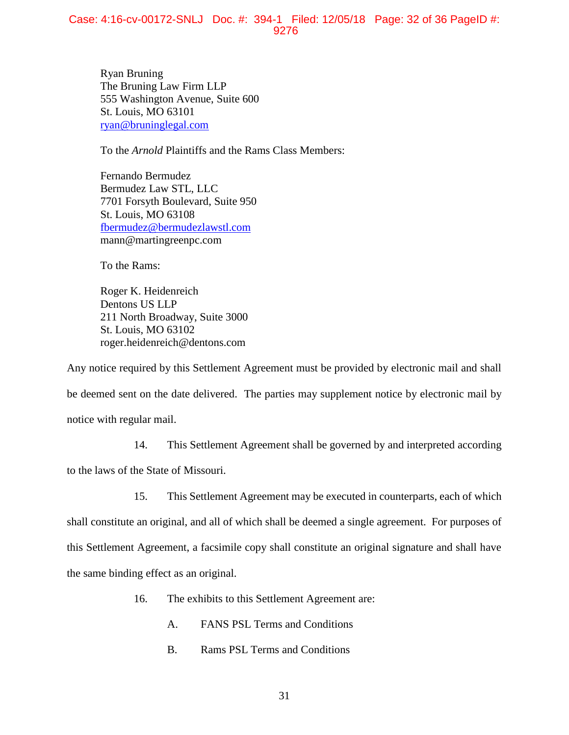Ryan Bruning
The Bruning Law Firm LLP
555 Washington Avenue, Suite 600
St. Louis, MO 63101
ryan@bruninglegal.com

To the *Arnold* Plaintiffs and the Rams Class Members:

Fernando Bermudez
Bermudez Law STL, LLC
7701 Forsyth Boulevard, Suite 950
St. Louis, MO 63108
fbermudez@bermudezlawstl.com
mann@martingreenpc.com

To the Rams:

Roger K. Heidenreich
Dentons US LLP
211 North Broadway, Suite 3000
St. Louis, MO 63102
roger.heidenreich@dentons.com

Any notice required by this Settlement Agreement must be provided by electronic mail and shall be deemed sent on the date delivered. The parties may supplement notice by electronic mail by notice with regular mail.

14. This Settlement Agreement shall be governed by and interpreted according to the laws of the State of Missouri.

15. This Settlement Agreement may be executed in counterparts, each of which shall constitute an original, and all of which shall be deemed a single agreement. For purposes of this Settlement Agreement, a facsimile copy shall constitute an original signature and shall have the same binding effect as an original.

16. The exhibits to this Settlement Agreement are:

A. FANS PSL Terms and Conditions

B. Rams PSL Terms and Conditions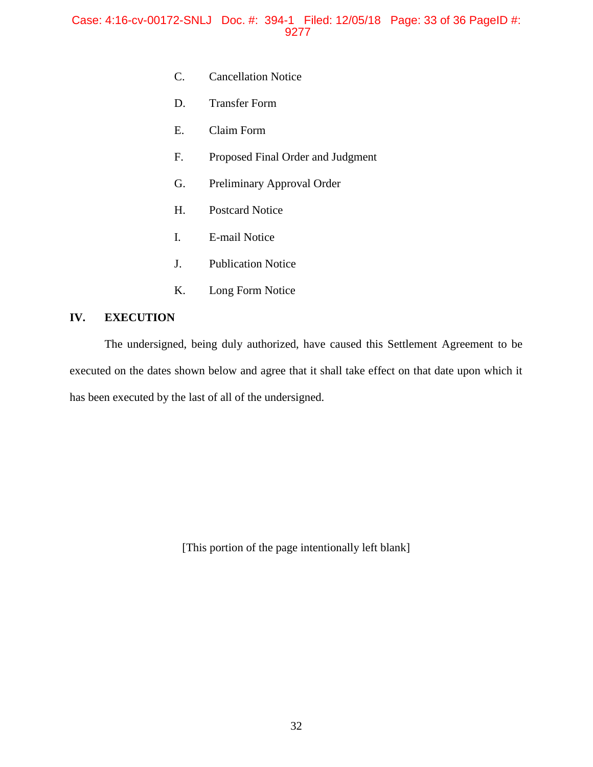C. Cancellation Notice

D. Transfer Form

E. Claim Form

F. Proposed Final Order and Judgment

G. Preliminary Approval Order

H. Postcard Notice

I. E-mail Notice

J. Publication Notice

K. Long Form Notice

## IV. EXECUTION

The undersigned, being duly authorized, have caused this Settlement Agreement to be executed on the dates shown below and agree that it shall take effect on that date upon which it has been executed by the last of all of the undersigned.

[This portion of the page intentionally left blank]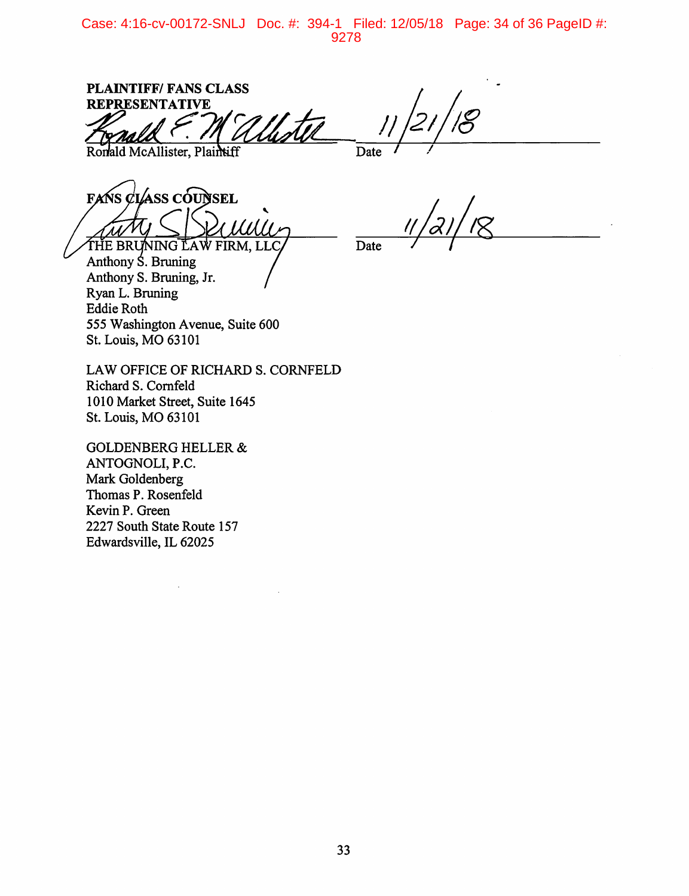**PLAINTIFF/ FANS CLASS REPRESENTATIVE**

Ronald McAllister, Plaintiff — Date 11/21/18

**FANS CLASS COUNSEL**

THE BRUNING LAW FIRM, LLC — Date 11/21/18

Anthony S. Bruning
Anthony S. Bruning, Jr.
Ryan L. Bruning
Eddie Roth
555 Washington Avenue, Suite 600
St. Louis, MO 63101

LAW OFFICE OF RICHARD S. CORNFELD
Richard S. Cornfeld
1010 Market Street, Suite 1645
St. Louis, MO 63101

GOLDENBERG HELLER & ANTOGNOLI, P.C.
Mark Goldenberg
Thomas P. Rosenfeld
Kevin P. Green
2227 South State Route 157
Edwardsville, IL 62025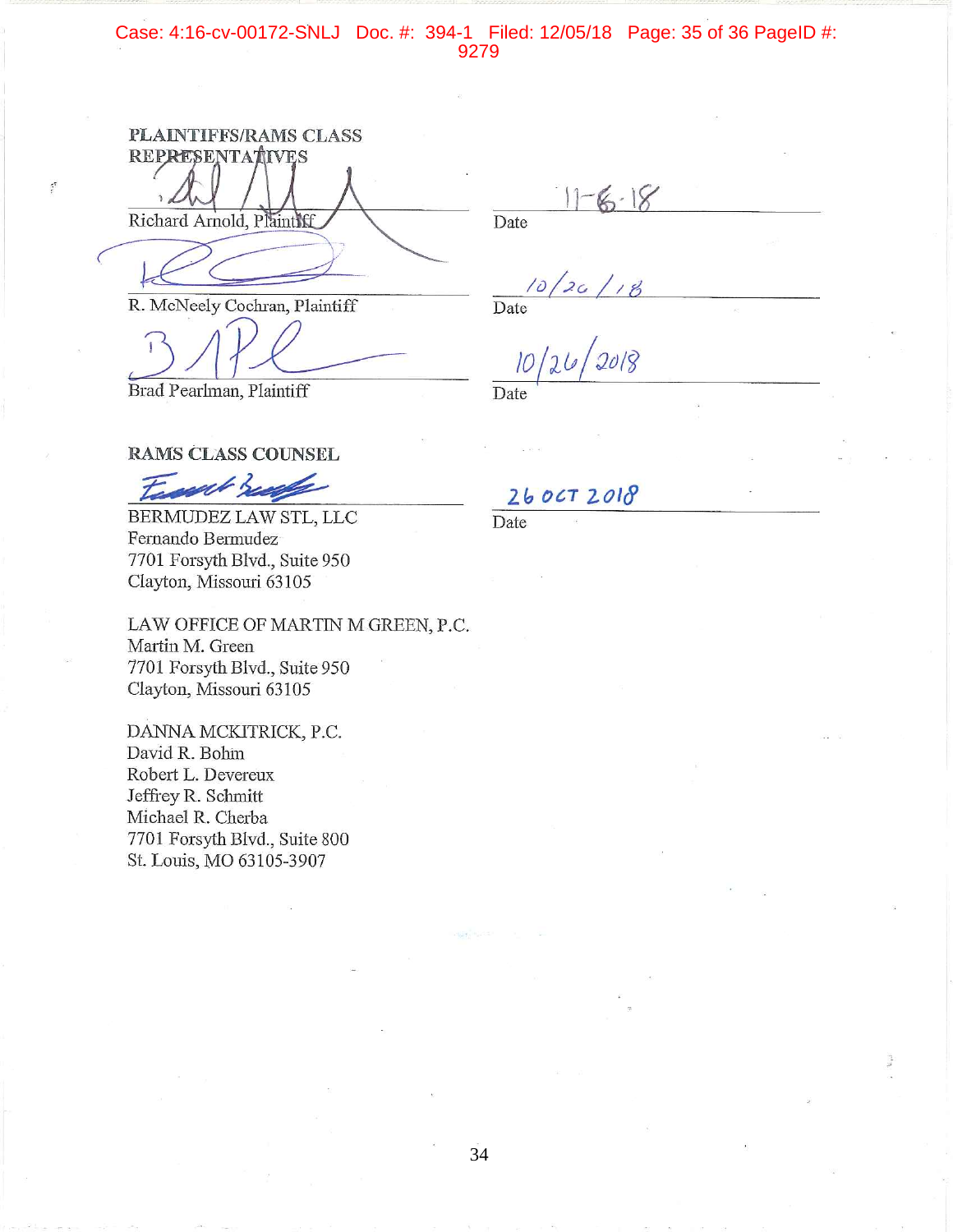**PLAINTIFFS/RAMS CLASS REPRESENTATIVES**

_______________________________ Date 11-6-18
Richard Arnold, Plaintiff

_______________________________ Date 10/26/18
R. McNeely Cochran, Plaintiff

_______________________________ Date 10/26/2018
Brad Pearlman, Plaintiff

**RAMS CLASS COUNSEL**

_______________________________ Date 26 OCT 2018

BERMUDEZ LAW STL, LLC
Fernando Bermudez
7701 Forsyth Blvd., Suite 950
Clayton, Missouri 63105

LAW OFFICE OF MARTIN M GREEN, P.C.
Martin M. Green
7701 Forsyth Blvd., Suite 950
Clayton, Missouri 63105

DANNA MCKITRICK, P.C.
David R. Bohm
Robert L. Devereux
Jeffrey R. Schmitt
Michael R. Cherba
7701 Forsyth Blvd., Suite 800
St. Louis, MO 63105-3907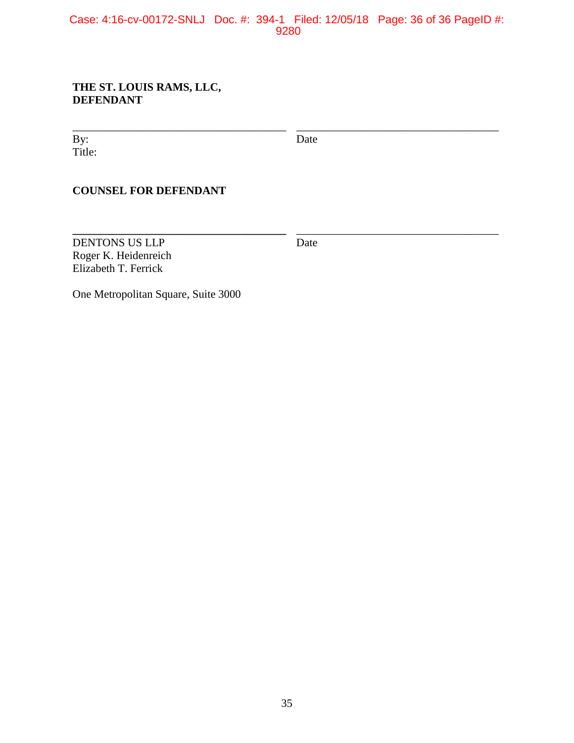**THE ST. LOUIS RAMS, LLC, DEFENDANT**

\_\_\_\_\_\_\_\_\_\_\_\_\_\_\_\_\_\_\_\_\_\_\_\_\_\_\_\_\_\_\_\_\_\_\_\_\_\_ \_\_\_\_\_\_\_\_\_\_\_\_\_\_\_\_\_\_\_\_\_\_\_\_\_\_\_\_\_\_\_\_\_\_\_\_\_\_

By: Date

Title:

**COUNSEL FOR DEFENDANT**

\_\_\_\_\_\_\_\_\_\_\_\_\_\_\_\_\_\_\_\_\_\_\_\_\_\_\_\_\_\_\_\_\_\_\_\_\_\_ \_\_\_\_\_\_\_\_\_\_\_\_\_\_\_\_\_\_\_\_\_\_\_\_\_\_\_\_\_\_\_\_\_\_\_\_\_\_

DENTONS US LLP Date

Roger K. Heidenreich

Elizabeth T. Ferrick

One Metropolitan Square, Suite 3000